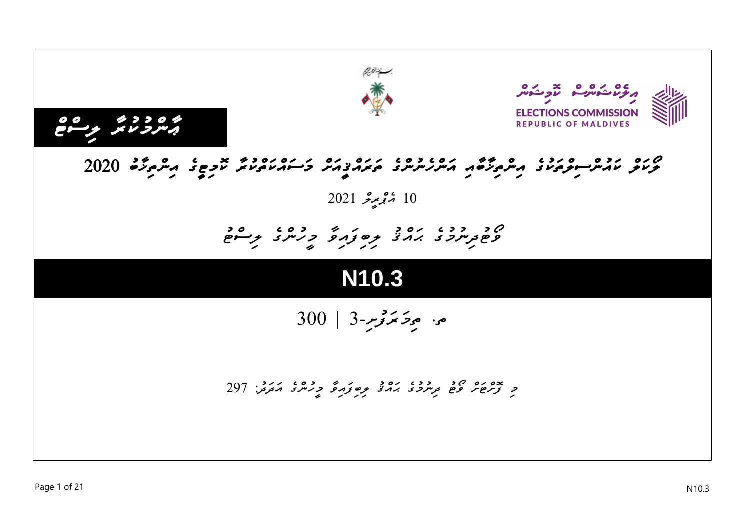ELECTIONS COMMISSION
REPUBLIC OF MALDIVES

އިލެކްޝަންސް ކޮމިޝަން

އަންގުމުގެ ލިސްޓު

# ލޯކަލް ކައުންސިލްތަކުގެ އިންތިޚާބާއި އަންހެނުންގެ ތަރައްޤީއަށް މަސައްކަތްކުރާ ކޮމިޓީގެ އިންތިޚާބު 2020

10 އެޕްރީލް 2021

## ވޯޓުދިނުމުގެ ހައްޤު ލިބިފައިވާ މީހުންގެ ލިސްޓު

# N10.3

ތ. ތިމަރަފުށި-3 | 300

މި ފޮށްޓަށް ވޯޓު ދިނުމުގެ ހައްޤު ލިބިފައިވާ މީހުންގެ އަދަދު: 297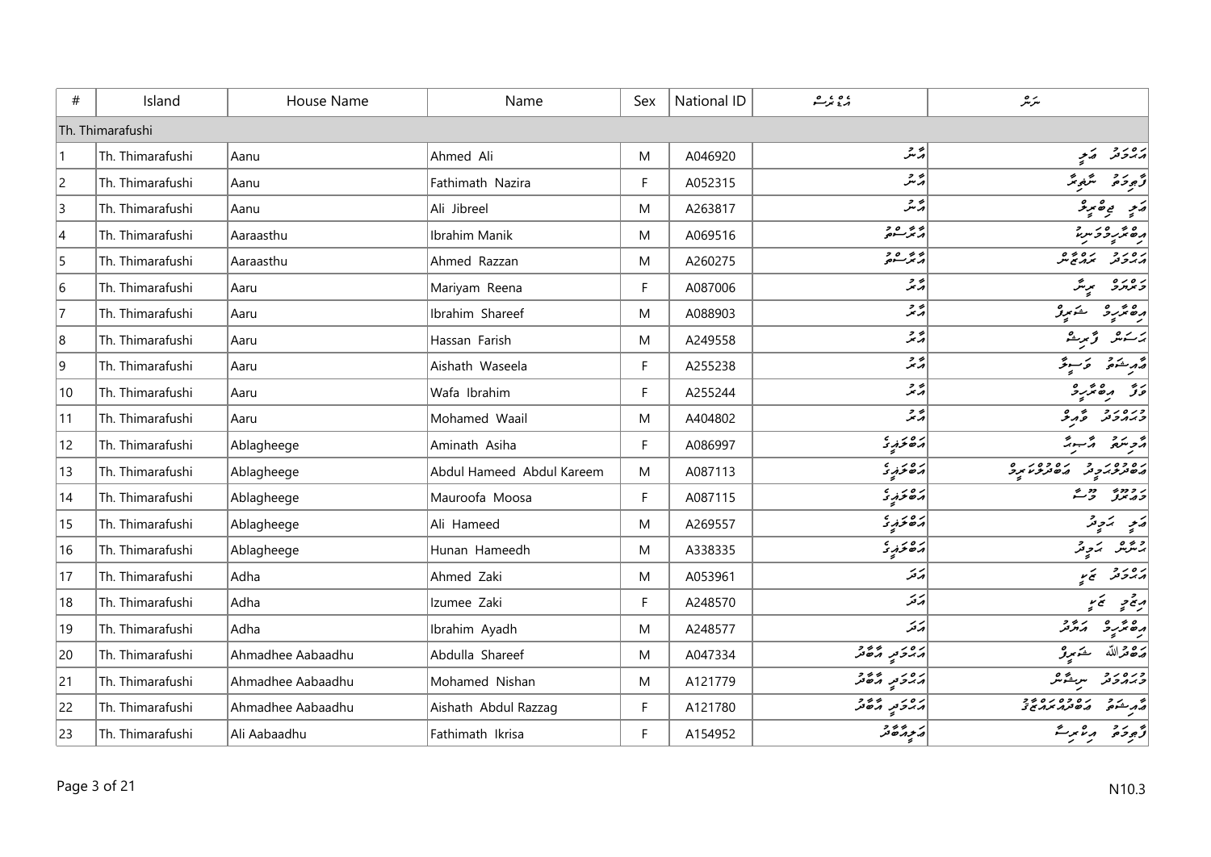| # | Island | House Name | Name | Sex | National ID | ގެއުގެ ނަން | ނަން |
|---|---|---|---|---|---|---|---|
| Th. Thimarafushi | | | | | | | |
| 1 | Th. Thimarafushi | Aanu | Ahmed Ali | M | A046920 | އާނު | އަޙްމަދު ޢަލި |
| 2 | Th. Thimarafushi | Aanu | Fathimath Nazira | F | A052315 | އާނު | ފާތިމަތު ނާޒިރާ |
| 3 | Th. Thimarafushi | Aanu | Ali Jibreel | M | A263817 | އާނު | ޢަލި ޖިބްރީލް |
| 4 | Th. Thimarafushi | Aaraasthu | Ibrahim Manik | M | A069516 | އާރާސްތު | އިބްރާހީމްމަނިކު |
| 5 | Th. Thimarafushi | Aaraasthu | Ahmed Razzan | M | A260275 | އާރާސްތު | އަޙްމަދު ރައްޒާން |
| 6 | Th. Thimarafushi | Aaru | Mariyam Reena | F | A087006 | އާރު | މަރިޔަމް ރީނާ |
| 7 | Th. Thimarafushi | Aaru | Ibrahim Shareef | M | A088903 | އާރު | އިބްރާހީމް ޝަރީފް |
| 8 | Th. Thimarafushi | Aaru | Hassan Farish | M | A249558 | އާރު | ހަސަން ފާރިޝް |
| 9 | Th. Thimarafushi | Aaru | Aishath Waseela | F | A255238 | އާރު | ޢާއިޝަތު ވަސީލާ |
| 10 | Th. Thimarafushi | Aaru | Wafa Ibrahim | F | A255244 | އާރު | ވަފާ އިބްރާހީމް |
| 11 | Th. Thimarafushi | Aaru | Mohamed Waail | M | A404802 | އާރު | މުޙައްމަދު ވާއިލް |
| 12 | Th. Thimarafushi | Ablagheege | Aminath Asiha | F | A086997 | އަބްލަގީގެ | އާމިނަތު އާސިހާ |
| 13 | Th. Thimarafushi | Ablagheege | Abdul Hameed Abdul Kareem | M | A087113 | އަބްލަގީގެ | ޢަބްދުލްޙަމީދު ޢަބްދުލްކަރީމް |
| 14 | Th. Thimarafushi | Ablagheege | Mauroofa Moosa | F | A087115 | އަބްލަގީގެ | މައުރޫފާ މޫސާ |
| 15 | Th. Thimarafushi | Ablagheege | Ali Hameed | M | A269557 | އަބްލަގީގެ | ޢަލި ޙަމީދު |
| 16 | Th. Thimarafushi | Ablagheege | Hunan Hameedh | M | A338335 | އަބްލަގީގެ | ހުނާން ޙަމީދު |
| 17 | Th. Thimarafushi | Adha | Ahmed Zaki | M | A053961 | އަދަ | އަޙްމަދު ޒަކީ |
| 18 | Th. Thimarafushi | Adha | Izumee Zaki | F | A248570 | އަދަ | އިޒުމީ ޒަކީ |
| 19 | Th. Thimarafushi | Adha | Ibrahim Ayadh | M | A248577 | އަދަ | އިބްރާހީމް އަޔާދު |
| 20 | Th. Thimarafushi | Ahmadhee Aabaadhu | Abdulla Shareef | M | A047334 | އަޙްމަދީ އާބާދު | ޢަބްދުﷲ ޝަރީފް |
| 21 | Th. Thimarafushi | Ahmadhee Aabaadhu | Mohamed Nishan | M | A121779 | އަޙްމަދީ އާބާދު | މުޙައްމަދު ނިޝާން |
| 22 | Th. Thimarafushi | Ahmadhee Aabaadhu | Aishath Abdul Razzag | F | A121780 | އަޙްމަދީ އާބާދު | ޢާއިޝަތު ޢަބްދުއްރައްޒާގު |
| 23 | Th. Thimarafushi | Ali Aabaadhu | Fathimath Ikrisa | F | A154952 | ޢަލިއާބާދު | ފާތިމަތު އިކްރިސާ |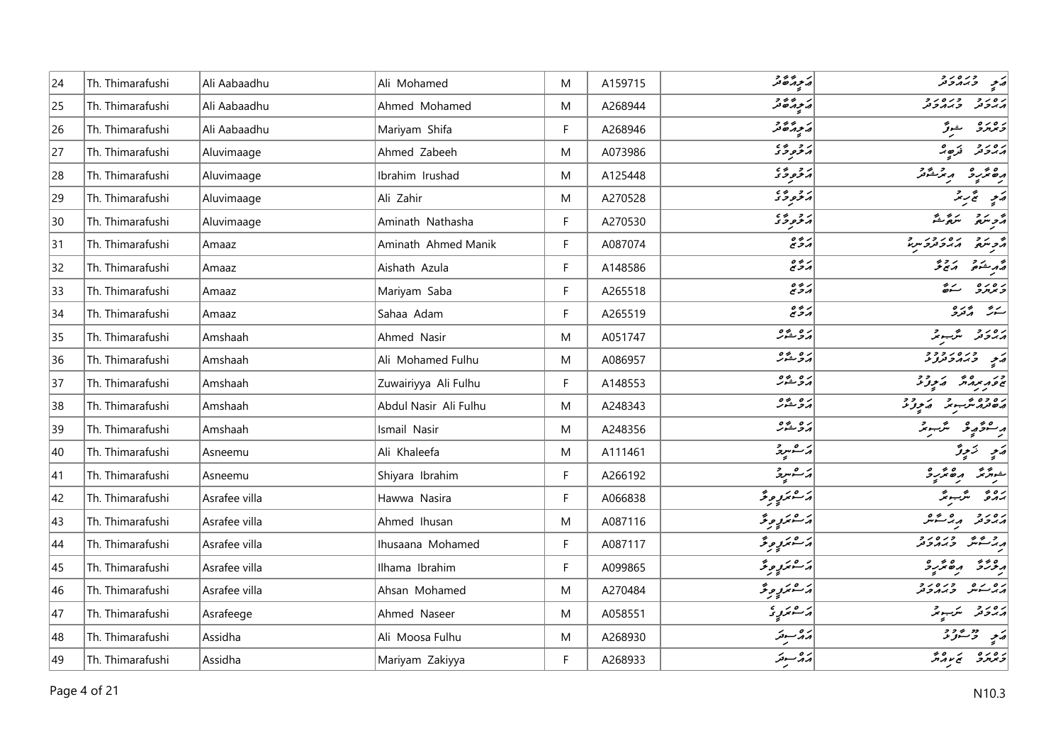| 24 | Th. Thimarafushi | Ali Aabaadhu | Ali Mohamed | M | A159715 | އަލިއާބާދު | އަލި މުހައްމަދު |
|---|---|---|---|---|---|---|---|
| 25 | Th. Thimarafushi | Ali Aabaadhu | Ahmed Mohamed | M | A268944 | އަލިއާބާދު | އަހުމަދު މުހައްމަދު |
| 26 | Th. Thimarafushi | Ali Aabaadhu | Mariyam Shifa | F | A268946 | އަލިއާބާދު | މަރިޔަމް ޝިފާ |
| 27 | Th. Thimarafushi | Aluvimaage | Ahmed Zabeeh | M | A073986 | އަލުވިމާގެ | އަހުމަދު ޒަބީހު |
| 28 | Th. Thimarafushi | Aluvimaage | Ibrahim Irushad | M | A125448 | އަލުވިމާގެ | އިބްރާހީމް އިރުޝާދު |
| 29 | Th. Thimarafushi | Aluvimaage | Ali Zahir | M | A270528 | އަލުވިމާގެ | އަލި ޒާހިރު |
| 30 | Th. Thimarafushi | Aluvimaage | Aminath Nathasha | F | A270530 | އަލުވިމާގެ | އާމިނަތު ނަތާޝާ |
| 31 | Th. Thimarafushi | Amaaz | Aminath Ahmed Manik | F | A087074 | އަމާޒް | އާމިނަތު އަހުމަދުމަނިކު |
| 32 | Th. Thimarafushi | Amaaz | Aishath Azula | F | A148586 | އަމާޒް | އާއިޝަތު އަޒުލާ |
| 33 | Th. Thimarafushi | Amaaz | Mariyam Saba | F | A265518 | އަމާޒް | މަރިޔަމް ސަބާ |
| 34 | Th. Thimarafushi | Amaaz | Sahaa Adam | F | A265519 | އަމާޒް | ސަހާ އާދަމް |
| 35 | Th. Thimarafushi | Amshaah | Ahmed Nasir | M | A051747 | އަމްޝާހު | އަހުމަދު ނާސިރު |
| 36 | Th. Thimarafushi | Amshaah | Ali Mohamed Fulhu | M | A086957 | އަމްޝާހު | އަލި މުހައްމަދުފުޅު |
| 37 | Th. Thimarafushi | Amshaah | Zuwairiyya Ali Fulhu | F | A148553 | އަމްޝާހު | ޒުވައިރިއްޔާ އަލިފުޅު |
| 38 | Th. Thimarafushi | Amshaah | Abdul Nasir Ali Fulhu | M | A248343 | އަމްޝާހު | އަބްދުލްނާސިރު އަލިފުޅު |
| 39 | Th. Thimarafushi | Amshaah | Ismail Nasir | M | A248356 | އަމްޝާހު | އިސްމާއިލް ނާސިރު |
| 40 | Th. Thimarafushi | Asneemu | Ali Khaleefa | M | A111461 | އަސްނީމު | އަލި ޚަލީފާ |
| 41 | Th. Thimarafushi | Asneemu | Shiyara Ibrahim | F | A266192 | އަސްނީމު | ޝިޔާރާ އިބްރާހީމް |
| 42 | Th. Thimarafushi | Asrafee villa | Hawwa Nasira | F | A066838 | އަސްރަފީވިލާ | ހައްވާ ނާސިރާ |
| 43 | Th. Thimarafushi | Asrafee villa | Ahmed Ihusan | M | A087116 | އަސްރަފީވިލާ | އަހުމަދު އިހުސާން |
| 44 | Th. Thimarafushi | Asrafee villa | Ihusaana Mohamed | F | A087117 | އަސްރަފީވިލާ | އިހުސާނާ މުހައްމަދު |
| 45 | Th. Thimarafushi | Asrafee villa | Ilhama Ibrahim | F | A099865 | އަސްރަފީވިލާ | އިލްހާމާ އިބްރާހީމް |
| 46 | Th. Thimarafushi | Asrafee villa | Ahsan Mohamed | M | A270484 | އަސްރަފީވިލާ | އަހްސަން މުހައްމަދު |
| 47 | Th. Thimarafushi | Asrafeege | Ahmed Naseer | M | A058551 | އަސްރަފީގެ | އަހުމަދު ނަސީރު |
| 48 | Th. Thimarafushi | Assidha | Ali Moosa Fulhu | M | A268930 | އައްސިދަ | އަލި މޫސާފުޅު |
| 49 | Th. Thimarafushi | Assidha | Mariyam Zakiyya | F | A268933 | އައްސިދަ | މަރިޔަމް ޒަކިއްޔާ |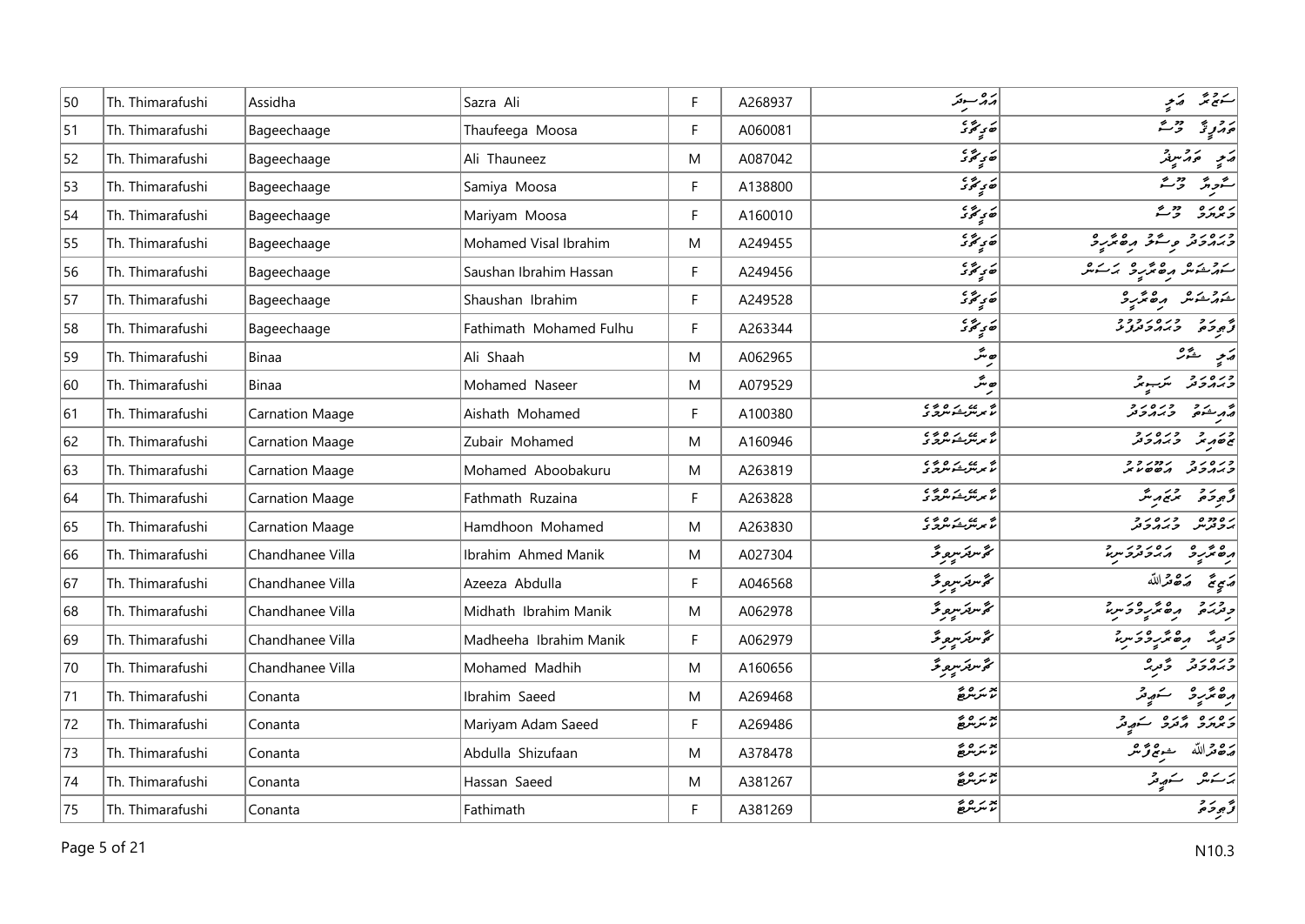| 50 | Th. Thimarafushi | Assidha | Sazra Ali | F | A268937 | އައްސިދަ | ސަޒްރާ އަލި |
|---|---|---|---|---|---|---|---|
| 51 | Th. Thimarafushi | Bageechaage | Thaufeega Moosa | F | A060081 | ބަގީޗާގެ | ތައުފީގާ މޫސާ |
| 52 | Th. Thimarafushi | Bageechaage | Ali Thauneez | M | A087042 | ބަގީޗާގެ | އަލި ތައުނީޒު |
| 53 | Th. Thimarafushi | Bageechaage | Samiya Moosa | F | A138800 | ބަގީޗާގެ | ސާމިޔާ މޫސާ |
| 54 | Th. Thimarafushi | Bageechaage | Mariyam Moosa | F | A160010 | ބަގީޗާގެ | މަރިޔަމް މޫސާ |
| 55 | Th. Thimarafushi | Bageechaage | Mohamed Visal Ibrahim | M | A249455 | ބަގީޗާގެ | މުޙައްމަދު ވިޞާލް އިބްރާހީމް |
| 56 | Th. Thimarafushi | Bageechaage | Saushan Ibrahim Hassan | F | A249456 | ބަގީޗާގެ | ސައުޝަން އިބްރާހީމް ޙަސަން |
| 57 | Th. Thimarafushi | Bageechaage | Shaushan Ibrahim | F | A249528 | ބަގީޗާގެ | ޝައުޝަން އިބްރާހީމް |
| 58 | Th. Thimarafushi | Bageechaage | Fathimath Mohamed Fulhu | F | A263344 | ބަގީޗާގެ | ފާތިމަތު މުޙައްމަދުފުޅު |
| 59 | Th. Thimarafushi | Binaa | Ali Shaah | M | A062965 | ބިނާ | އަލި ޝާހް |
| 60 | Th. Thimarafushi | Binaa | Mohamed Naseer | M | A079529 | ބިނާ | މުޙައްމަދު ނަޞީރު |
| 61 | Th. Thimarafushi | Carnation Maage | Aishath Mohamed | F | A100380 | ކާނޭޝަންމާގެ | އާއިޝަތު މުޙައްމަދު |
| 62 | Th. Thimarafushi | Carnation Maage | Zubair Mohamed | M | A160946 | ކާނޭޝަންމާގެ | ޒުބައިރު މުޙައްމަދު |
| 63 | Th. Thimarafushi | Carnation Maage | Mohamed Aboobakuru | M | A263819 | ކާނޭޝަންމާގެ | މުޙައްމަދު އަބޫބަކުރު |
| 64 | Th. Thimarafushi | Carnation Maage | Fathmath Ruzaina | F | A263828 | ކާނޭޝަންމާގެ | ފާތިމަތު ރުޒައިނާ |
| 65 | Th. Thimarafushi | Carnation Maage | Hamdhoon Mohamed | M | A263830 | ކާނޭޝަންމާގެ | ހަމްދޫން މުޙައްމަދު |
| 66 | Th. Thimarafushi | Chandhanee Villa | Ibrahim Ahmed Manik | M | A027304 | ޗަނދަނީވިލާ | އިބްރާހީމް އަޙްމަދުމަނިކު |
| 67 | Th. Thimarafushi | Chandhanee Villa | Azeeza Abdulla | F | A046568 | ޗަނދަނީވިލާ | އަޒީޒާ އަބްދުﷲ |
| 68 | Th. Thimarafushi | Chandhanee Villa | Midhath Ibrahim Manik | M | A062978 | ޗަނދަނީވިލާ | މިދުޙަތު އިބްރާހީމްމަނިކު |
| 69 | Th. Thimarafushi | Chandhanee Villa | Madheeha Ibrahim Manik | F | A062979 | ޗަނދަނީވިލާ | މަދީޙާ އިބްރާހީމްމަނިކު |
| 70 | Th. Thimarafushi | Chandhanee Villa | Mohamed Madhih | M | A160656 | ޗަނދަނީވިލާ | މުޙައްމަދު މާދިޙް |
| 71 | Th. Thimarafushi | Conanta | Ibrahim Saeed | M | A269468 | ކޮނަންޓާ | އިބްރާހީމް ސަޢީދު |
| 72 | Th. Thimarafushi | Conanta | Mariyam Adam Saeed | F | A269486 | ކޮނަންޓާ | މަރިޔަމް އާދަމް ސަޢީދު |
| 73 | Th. Thimarafushi | Conanta | Abdulla Shizufaan | M | A378478 | ކޮނަންޓާ | އަބްދުﷲ ޝިޒުފާން |
| 74 | Th. Thimarafushi | Conanta | Hassan Saeed | M | A381267 | ކޮނަންޓާ | ޙަސަން ސަޢީދު |
| 75 | Th. Thimarafushi | Conanta | Fathimath | F | A381269 | ކޮނަންޓާ | ފާތިމަތު |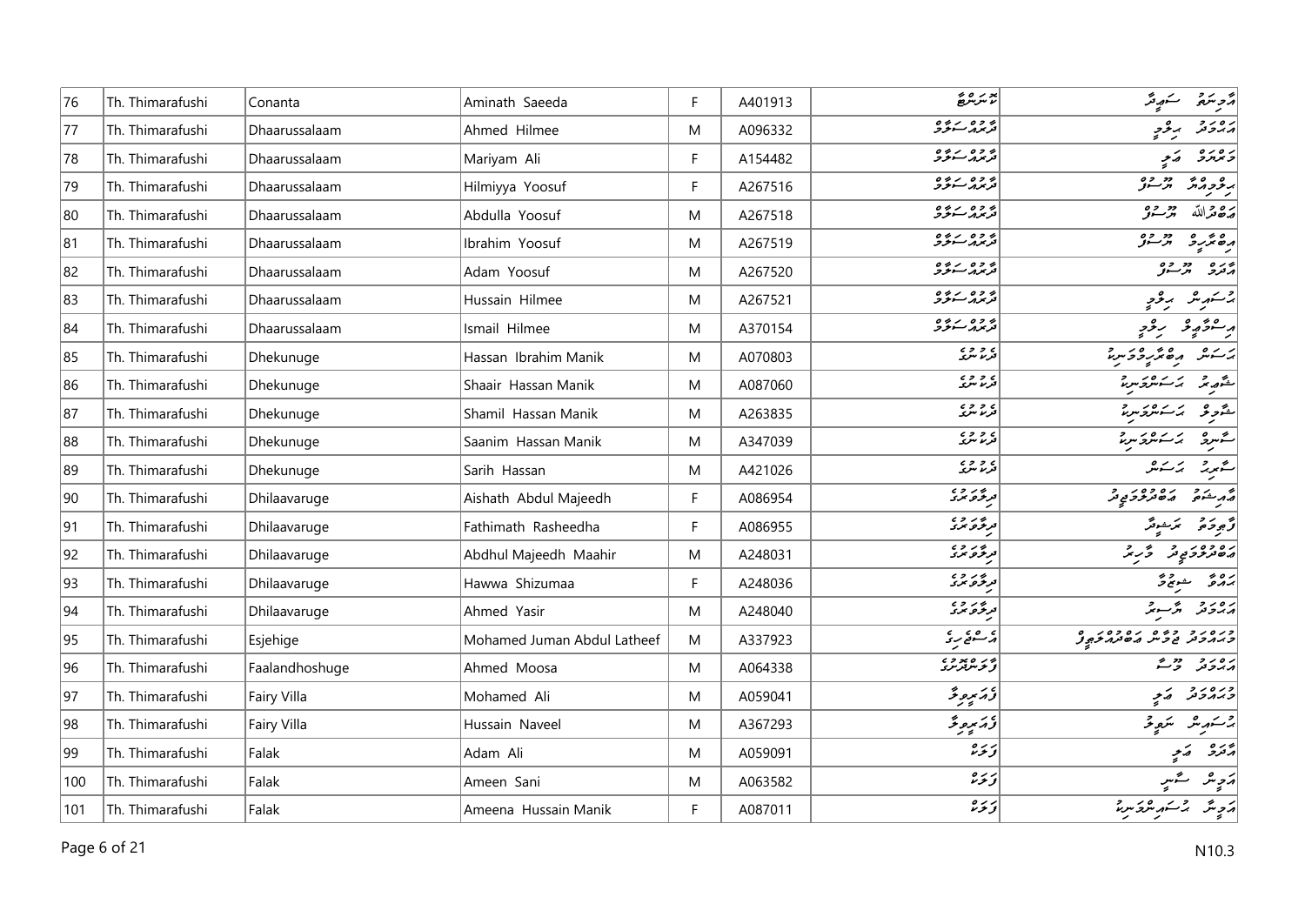| 76 | Th. Thimarafushi | Conanta | Aminath Saeeda | F | A401913 | ކޮނަންޓާ | އާމިނަތު ސަޢީދާ |
|---|---|---|---|---|---|---|---|
| 77 | Th. Thimarafushi | Dhaarussalaam | Ahmed Hilmee | M | A096332 |ދާރުއްސަލާމް | އަޙްމަދު ހިލްމީ |
| 78 | Th. Thimarafushi | Dhaarussalaam | Mariyam Ali | F | A154482 | ދާރުއްސަލާމް | މަރިޔަމް ޢަލީ |
| 79 | Th. Thimarafushi | Dhaarussalaam | Hilmiyya Yoosuf | F | A267516 | ދާރުއްސަލާމް | ހިލްމިއްޔާ ޔޫސުފް |
| 80 | Th. Thimarafushi | Dhaarussalaam | Abdulla Yoosuf | M | A267518 | ދާރުއްސަލާމް | އަބްދުﷲ ޔޫސުފް |
| 81 | Th. Thimarafushi | Dhaarussalaam | Ibrahim Yoosuf | M | A267519 | ދާރުއްސަލާމް | އިބްރާހީމް ޔޫސުފް |
| 82 | Th. Thimarafushi | Dhaarussalaam | Adam Yoosuf | M | A267520 | ދާރުއްސަލާމް | އާދަމް ޔޫސުފް |
| 83 | Th. Thimarafushi | Dhaarussalaam | Hussain Hilmee | M | A267521 | ދާރުއްސަލާމް | ޙުސައިން ހިލްމީ |
| 84 | Th. Thimarafushi | Dhaarussalaam | Ismail Hilmee | M | A370154 | ދާރުއްސަލާމް | އިސްމާޢީލް ހިލްމީ |
| 85 | Th. Thimarafushi | Dhekunuge | Hassan Ibrahim Manik | M | A070803 | ދެކުނުގެ | ޙަސަން އިބްރާހީމްމަނިކު |
| 86 | Th. Thimarafushi | Dhekunuge | Shaair Hassan Manik | M | A087060 | ދެކުނުގެ | ޝާޢިރު ޙަސަންމަނިކު |
| 87 | Th. Thimarafushi | Dhekunuge | Shamil Hassan Manik | M | A263835 | ދެކުނުގެ | ޝާމިލް ޙަސަންމަނިކު |
| 88 | Th. Thimarafushi | Dhekunuge | Saanim Hassan Manik | M | A347039 | ދެކުނުގެ | ސާނިމް ޙަސަންމަނިކު |
| 89 | Th. Thimarafushi | Dhekunuge | Sarih Hassan | M | A421026 | ދެކުނުގެ | ސާރިޙް ޙަސަން |
| 90 | Th. Thimarafushi | Dhilaavaruge | Aishath Abdul Majeedh | F | A086954 | ދިލާވަރުގެ | ޢާއިޝަތު އަބްދުލްމަޖީދު |
| 91 | Th. Thimarafushi | Dhilaavaruge | Fathimath Rasheedha | F | A086955 | ދިލާވަރުގެ | ފާތިމަތު ރަޝީދާ |
| 92 | Th. Thimarafushi | Dhilaavaruge | Abdhul Majeedh Maahir | M | A248031 | ދިލާވަރުގެ | އަބްދުލްމަޖީދު މާހިރު |
| 93 | Th. Thimarafushi | Dhilaavaruge | Hawwa Shizumaa | F | A248036 | ދިލާވަރުގެ | ޙައްވާ ޝިޒުމާ |
| 94 | Th. Thimarafushi | Dhilaavaruge | Ahmed Yasir | M | A248040 | ދިލާވަރުގެ | އަޙްމަދު ޔާސިރު |
| 95 | Th. Thimarafushi | Esjehige | Mohamed Juman Abdul Latheef | M | A337923 | އެސްޖެހިގެ | މުޙައްމަދު ޖުމާން އަބްދުއްލަޠީފު |
| 96 | Th. Thimarafushi | Faalandhoshuge | Ahmed Moosa | M | A064338 | ފާލަންދޮށުގެ | އަޙްމަދު މޫސާ |
| 97 | Th. Thimarafushi | Fairy Villa | Mohamed Ali | M | A059041 | ފެއަރީވިލާ | މުޙައްމަދު ޢަލީ |
| 98 | Th. Thimarafushi | Fairy Villa | Hussain Naveel | M | A367293 | ފެއަރީވިލާ | ޙުސައިން ނަވީލް |
| 99 | Th. Thimarafushi | Falak | Adam Ali | M | A059091 | ފަލަކް | އާދަމް ޢަލީ |
| 100 | Th. Thimarafushi | Falak | Ameen Sani | M | A063582 | ފަލަކް | އަމީން ސާނީ |
| 101 | Th. Thimarafushi | Falak | Ameena Hussain Manik | F | A087011 | ފަލަކް | އަމީނާ ޙުސައިންމަނިކު |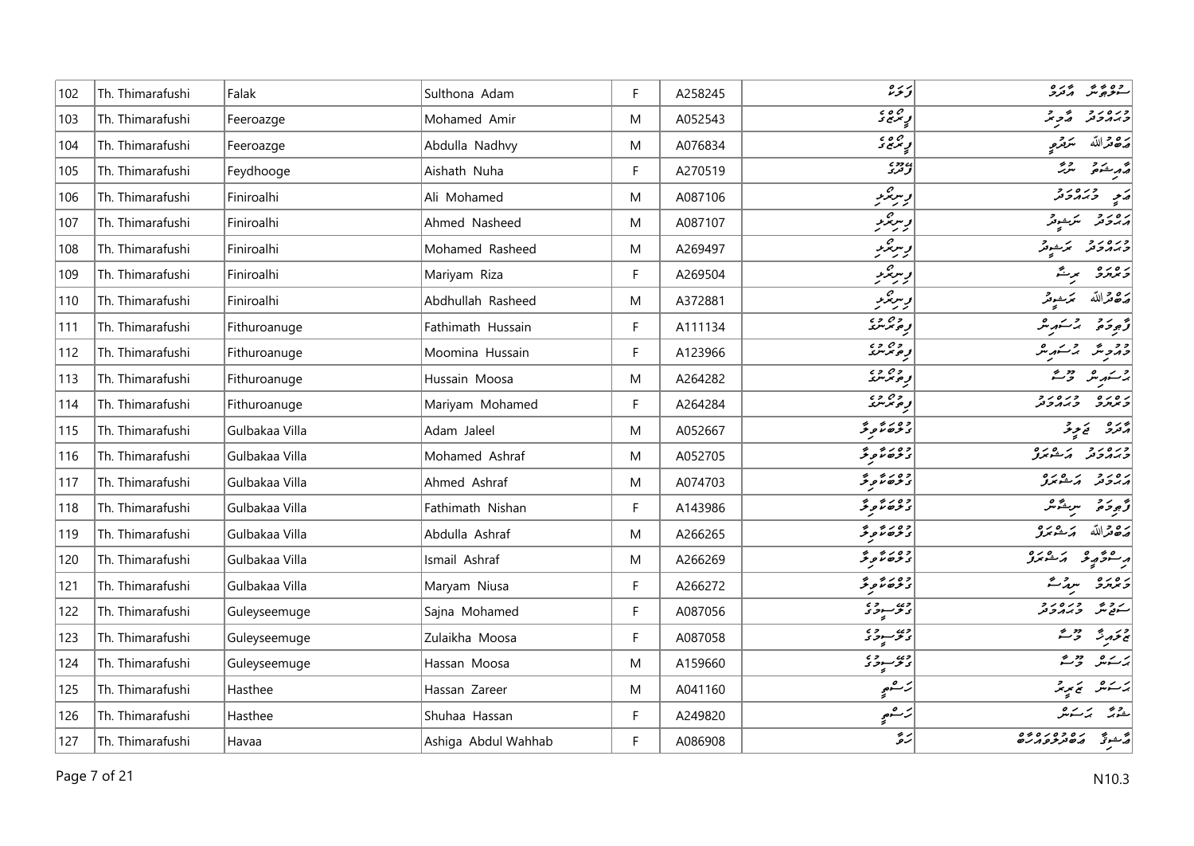| 102 | Th. Thimarafushi | Falak | Sulthona Adam | F | A258245 | ފަލަކް | ސުލްތޯނާ އާދަމް |
|---|---|---|---|---|---|---|---|
| 103 | Th. Thimarafushi | Feeroazge | Mohamed Amir | M | A052543 | ފީރޯޒްގެ | މުހައްމަދު އާމިރު |
| 104 | Th. Thimarafushi | Feeroazge | Abdulla Nadhvy | M | A076834 | ފީރޯޒްގެ | އަބްދުﷲ ނަދްވީ |
| 105 | Th. Thimarafushi | Feydhooge | Aishath Nuha | F | A270519 | ފޭދޫގެ | އާއިޝަތު ނުހާ |
| 106 | Th. Thimarafushi | Finiroalhi | Ali Mohamed | M | A087106 | ފިނިރޯޅި | އަލި މުހައްމަދު |
| 107 | Th. Thimarafushi | Finiroalhi | Ahmed Nasheed | M | A087107 | ފިނިރޯޅި | އަހްމަދު ނަޝީދު |
| 108 | Th. Thimarafushi | Finiroalhi | Mohamed Rasheed | M | A269497 | ފިނިރޯޅި | މުހައްމަދު ރަޝީދު |
| 109 | Th. Thimarafushi | Finiroalhi | Mariyam Riza | F | A269504 | ފިނިރޯޅި | މަރިޔަމް ރިޒާ |
| 110 | Th. Thimarafushi | Finiroalhi | Abdhullah Rasheed | M | A372881 | ފިނިރޯޅި | އަބްދުﷲ ރަޝީދު |
| 111 | Th. Thimarafushi | Fithuroanuge | Fathimath Hussain | F | A111134 | ފިތުރޯނުގެ | ފާތިމަތު ހުސައިން |
| 112 | Th. Thimarafushi | Fithuroanuge | Moomina Hussain | F | A123966 | ފިތުރޯނުގެ | މޫމިނާ ހުސައިން |
| 113 | Th. Thimarafushi | Fithuroanuge | Hussain Moosa | M | A264282 | ފިތުރޯނުގެ | ހުސައިން މޫސާ |
| 114 | Th. Thimarafushi | Fithuroanuge | Mariyam Mohamed | F | A264284 | ފިތުރޯނުގެ | މަރިޔަމް މުހައްމަދު |
| 115 | Th. Thimarafushi | Gulbakaa Villa | Adam Jaleel | M | A052667 | ގުލްބަކާވިލާ | އާދަމް ޖަލީލް |
| 116 | Th. Thimarafushi | Gulbakaa Villa | Mohamed Ashraf | M | A052705 | ގުލްބަކާވިލާ | މުހައްމަދު އަޝްރަފް |
| 117 | Th. Thimarafushi | Gulbakaa Villa | Ahmed Ashraf | M | A074703 | ގުލްބަކާވިލާ | އަހްމަދު އަޝްރަފް |
| 118 | Th. Thimarafushi | Gulbakaa Villa | Fathimath Nishan | F | A143986 | ގުލްބަކާވިލާ | ފާތިމަތު ނިޝާން |
| 119 | Th. Thimarafushi | Gulbakaa Villa | Abdulla Ashraf | M | A266265 | ގުލްބަކާވިލާ | އަބްދުﷲ އަޝްރަފް |
| 120 | Th. Thimarafushi | Gulbakaa Villa | Ismail Ashraf | M | A266269 | ގުލްބަކާވިލާ | އިސްމާއީލް އަޝްރަފް |
| 121 | Th. Thimarafushi | Gulbakaa Villa | Maryam Niusa | F | A266272 | ގުލްބަކާވިލާ | މަރިޔަމް ނިއުސާ |
| 122 | Th. Thimarafushi | Guleyseemuge | Sajna Mohamed | F | A087056 | ގުލޭސީމުގެ | ސަޖްނާ މުހައްމަދު |
| 123 | Th. Thimarafushi | Guleyseemuge | Zulaikha Moosa | F | A087058 | ގުލޭސީމުގެ | ޒުލައިހާ މޫސާ |
| 124 | Th. Thimarafushi | Guleyseemuge | Hassan Moosa | M | A159660 | ގުލޭސީމުގެ | ހަސަން މޫސާ |
| 125 | Th. Thimarafushi | Hasthee | Hassan Zareer | M | A041160 | ހަސްތީ | ހަސަން ޒަރީރު |
| 126 | Th. Thimarafushi | Hasthee | Shuhaa Hassan | F | A249820 | ހަސްތީ | ޝުހާ ހަސަން |
| 127 | Th. Thimarafushi | Havaa | Ashiga Abdul Wahhab | F | A086908 | ހަވާ | އާޝިގާ އަބްދުލްވައްހާބް |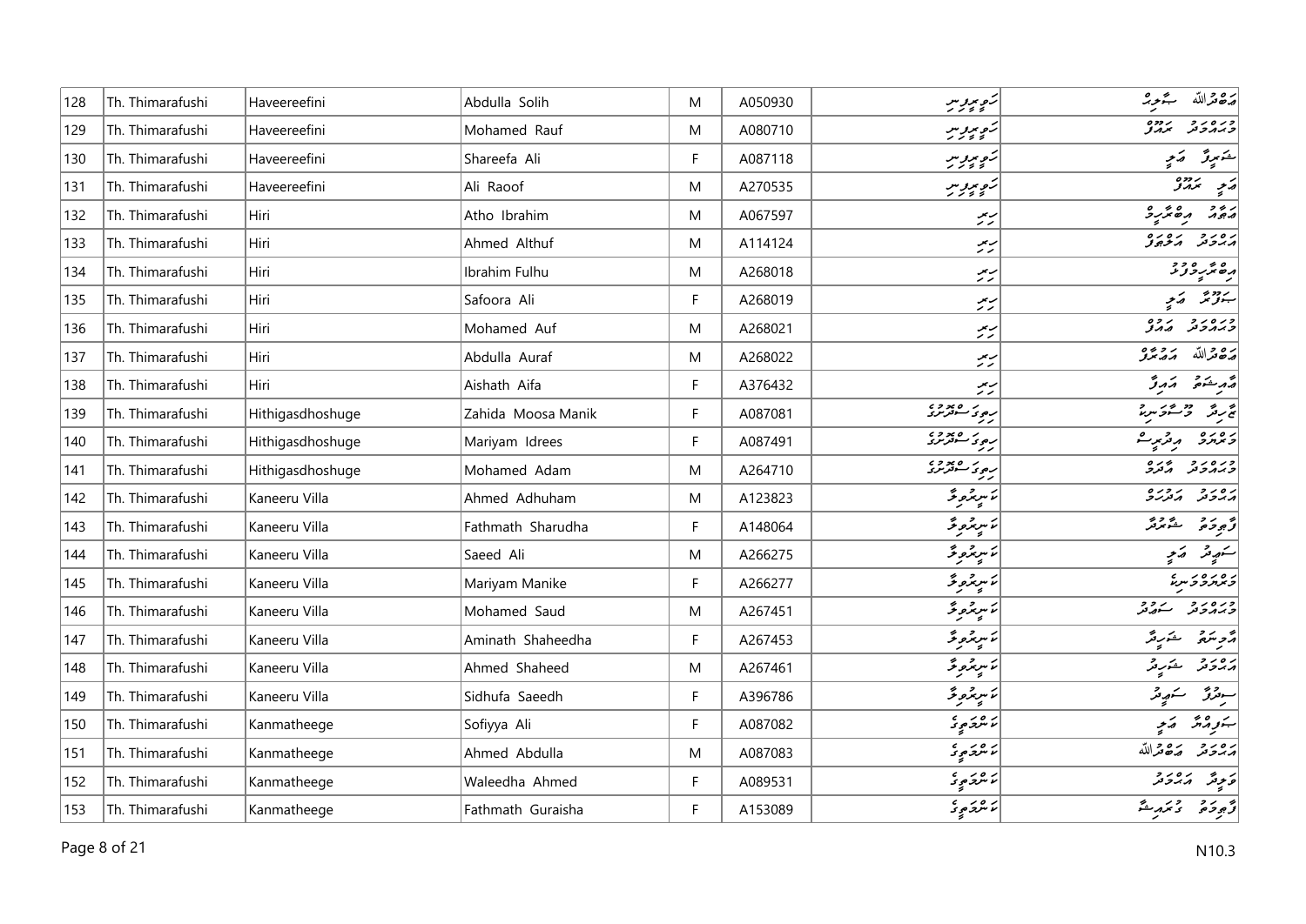| 128 | Th. Thimarafushi | Haveereefini | Abdulla Solih | M | A050930 | ހަވީރީފިނި | އަބްދުﷲ ސާލިހު |
|---|---|---|---|---|---|---|---|
| 129 | Th. Thimarafushi | Haveereefini | Mohamed Rauf | M | A080710 | ހަވީރީފިނި | މުހައްމަދު ރައުފު |
| 130 | Th. Thimarafushi | Haveereefini | Shareefa Ali | F | A087118 | ހަވީރީފިނި | ޝަރީފާ އަލި |
| 131 | Th. Thimarafushi | Haveereefini | Ali Raoof | M | A270535 | ހަވީރީފިނި | އަލި ރައޫފު |
| 132 | Th. Thimarafushi | Hiri | Atho Ibrahim | M | A067597 | ހިރި | އަތޯ އިބްރާހިމް |
| 133 | Th. Thimarafushi | Hiri | Ahmed Althuf | M | A114124 | ހިރި | އަހުމަދު އަލްތާފު |
| 134 | Th. Thimarafushi | Hiri | Ibrahim Fulhu | M | A268018 | ހިރި | އިބްރާހިމްފުޅު |
| 135 | Th. Thimarafushi | Hiri | Safoora Ali | F | A268019 | ހިރި | ސަފޫރާ އަލި |
| 136 | Th. Thimarafushi | Hiri | Mohamed Auf | M | A268021 | ހިރި | މުހައްމަދު އައުފު |
| 137 | Th. Thimarafushi | Hiri | Abdulla Auraf | M | A268022 | ހިރި | އަބްދުﷲ އައުރަފް |
| 138 | Th. Thimarafushi | Hiri | Aishath Aifa | F | A376432 | ހިރި | އައިޝަތު އައިފާ |
| 139 | Th. Thimarafushi | Hithigasdhoshuge | Zahida Moosa Manik | F | A087081 | ހިތިގަސްދޮށުގެ | ޒާހިދާ މޫސާމަނިކު |
| 140 | Th. Thimarafushi | Hithigasdhoshuge | Mariyam Idrees | F | A087491 | ހިތިގަސްދޮށުގެ | މަރިޔަމް އިދްރީސް |
| 141 | Th. Thimarafushi | Hithigasdhoshuge | Mohamed Adam | M | A264710 | ހިތިގަސްދޮށުގެ | މުހައްމަދު އާދަމް |
| 142 | Th. Thimarafushi | Kaneeru Villa | Ahmed Adhuham | M | A123823 | ކަނީރުވިލާ | އަހުމަދު އަދުހަމް |
| 143 | Th. Thimarafushi | Kaneeru Villa | Fathmath Sharudha | F | A148064 | ކަނީރުވިލާ | ފާތިމަތު ޝާރުދާ |
| 144 | Th. Thimarafushi | Kaneeru Villa | Saeed Ali | M | A266275 | ކަނީރުވިލާ | ސަޢީދު އަލި |
| 145 | Th. Thimarafushi | Kaneeru Villa | Mariyam Manike | F | A266277 | ކަނީރުވިލާ | މަރިޔަމްމަނިކެ |
| 146 | Th. Thimarafushi | Kaneeru Villa | Mohamed Saud | M | A267451 | ކަނީރުވިލާ | މުހައްމަދު ސައުދު |
| 147 | Th. Thimarafushi | Kaneeru Villa | Aminath Shaheedha | F | A267453 | ކަނީރުވިލާ | އާމިނަތު ޝަހީދާ |
| 148 | Th. Thimarafushi | Kaneeru Villa | Ahmed Shaheed | M | A267461 | ކަނީރުވިލާ | އަހުމަދު ޝަހީދު |
| 149 | Th. Thimarafushi | Kaneeru Villa | Sidhufa Saeedh | F | A396786 | ކަނީރުވިލާ | ސިދުފާ ސަޢީދު |
| 150 | Th. Thimarafushi | Kanmatheege | Sofiyya Ali | F | A087082 | ކަންމަތީގެ | ސޯފިއްޔާ އަލި |
| 151 | Th. Thimarafushi | Kanmatheege | Ahmed Abdulla | M | A087083 | ކަންމަތީގެ | އަހުމަދު އަބްދުﷲ |
| 152 | Th. Thimarafushi | Kanmatheege | Waleedha Ahmed | F | A089531 | ކަންމަތީގެ | ވަލީދާ އަހުމަދު |
| 153 | Th. Thimarafushi | Kanmatheege | Fathmath Guraisha | F | A153089 | ކަންމަތީގެ | ފާތިމަތުގުރައިޝާ |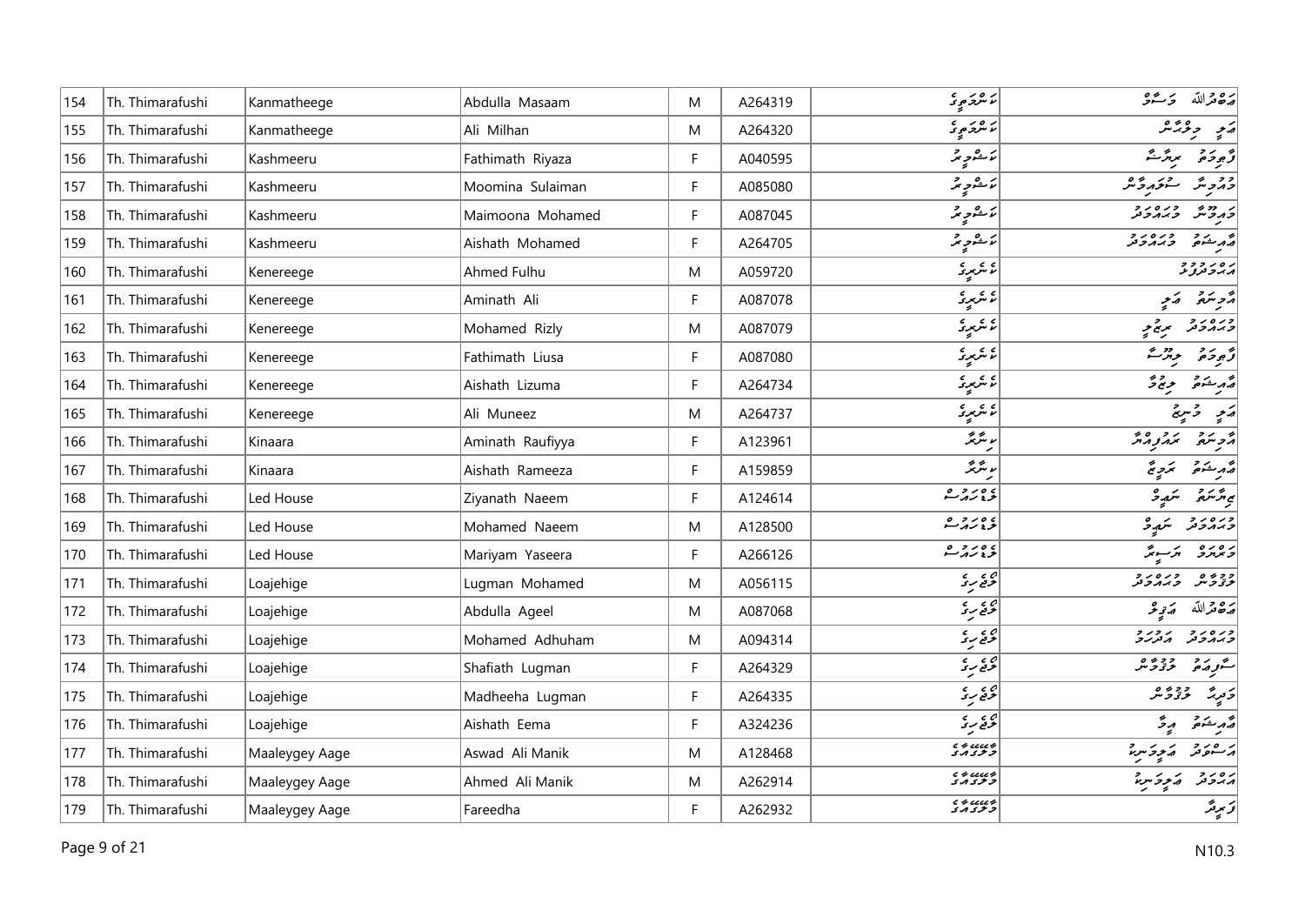| 154 | Th. Thimarafushi | Kanmatheege | Abdulla Masaam | M | A264319 | ކަންމަތީގެ | އަބްދުﷲ މަސާމް |
|---|---|---|---|---|---|---|---|
| 155 | Th. Thimarafushi | Kanmatheege | Ali Milhan | M | A264320 | ކަންމަތީގެ | އަލި މިލްހާން |
| 156 | Th. Thimarafushi | Kashmeeru | Fathimath Riyaza | F | A040595 | ކަޝްމީރު | ފާތިމަތު ރިޔާޒާ |
| 157 | Th. Thimarafushi | Kashmeeru | Moomina Sulaiman | F | A085080 | ކަޝްމީރު | މޫމިނާ ސުލައިމާން |
| 158 | Th. Thimarafushi | Kashmeeru | Maimoona Mohamed | F | A087045 | ކަޝްމީރު | މައިމޫނާ މުހައްމަދު |
| 159 | Th. Thimarafushi | Kashmeeru | Aishath Mohamed | F | A264705 | ކަޝްމީރު | އާއިޝަތު މުހައްމަދު |
| 160 | Th. Thimarafushi | Kenereege | Ahmed Fulhu | M | A059720 | ކެނެރީގެ | އަހްމަދުފުޅު |
| 161 | Th. Thimarafushi | Kenereege | Aminath Ali | F | A087078 | ކެނެރީގެ | އާމިނަތު އަލި |
| 162 | Th. Thimarafushi | Kenereege | Mohamed Rizly | M | A087079 | ކެނެރީގެ | މުހައްމަދު ރިޒްލީ |
| 163 | Th. Thimarafushi | Kenereege | Fathimath Liusa | F | A087080 | ކެނެރީގެ | ފާތިމަތު ލިއުސާ |
| 164 | Th. Thimarafushi | Kenereege | Aishath Lizuma | F | A264734 | ކެނެރީގެ | އާއިޝަތު ލިޒުމާ |
| 165 | Th. Thimarafushi | Kenereege | Ali Muneez | M | A264737 | ކެނެރީގެ | އަލި މުނީޒް |
| 166 | Th. Thimarafushi | Kinaara | Aminath Raufiyya | F | A123961 | ކިނާރާ | އާމިނަތު ރައުފިއްޔާ |
| 167 | Th. Thimarafushi | Kinaara | Aishath Rameeza | F | A159859 | ކިނާރާ | އާއިޝަތު ރަމީޒާ |
| 168 | Th. Thimarafushi | Led House | Ziyanath Naeem | F | A124614 | ލެޑްހައުސް | ޒިޔާނަތު ނައީމް |
| 169 | Th. Thimarafushi | Led House | Mohamed Naeem | M | A128500 | ލެޑްހައުސް | މުހައްމަދު ނައީމް |
| 170 | Th. Thimarafushi | Led House | Mariyam Yaseera | F | A266126 | ލެޑްހައުސް | މަރިޔަމް ޔާސީރާ |
| 171 | Th. Thimarafushi | Loajehige | Lugman Mohamed | M | A056115 | ލޯޖެހިގެ | ލުގްމާން މުހައްމަދު |
| 172 | Th. Thimarafushi | Loajehige | Abdulla Ageel | M | A087068 | ލޯޖެހިގެ | އަބްދުﷲ އަގީލް |
| 173 | Th. Thimarafushi | Loajehige | Mohamed Adhuham | M | A094314 | ލޯޖެހިގެ | މުހައްމަދު އަދުހަމް |
| 174 | Th. Thimarafushi | Loajehige | Shafiath Lugman | F | A264329 | ލޯޖެހިގެ | ޝާފިޢަތު ލުގްމާން |
| 175 | Th. Thimarafushi | Loajehige | Madheeha Lugman | F | A264335 | ލޯޖެހިގެ | މަދީހާ ލުގްމާން |
| 176 | Th. Thimarafushi | Loajehige | Aishath Eema | F | A324236 | ލޯޖެހިގެ | އާއިޝަތު އީމާ |
| 177 | Th. Thimarafushi | Maaleygey Aage | Aswad Ali Manik | M | A128468 | މާލޭގެއާގެ | އަސްވަދު އަލިމަނިކު |
| 178 | Th. Thimarafushi | Maaleygey Aage | Ahmed Ali Manik | M | A262914 | މާލޭގެއާގެ | އަހްމަދު އަލިމަނިކު |
| 179 | Th. Thimarafushi | Maaleygey Aage | Fareedha | F | A262932 | މާލޭގެއާގެ | ފަރީދާ |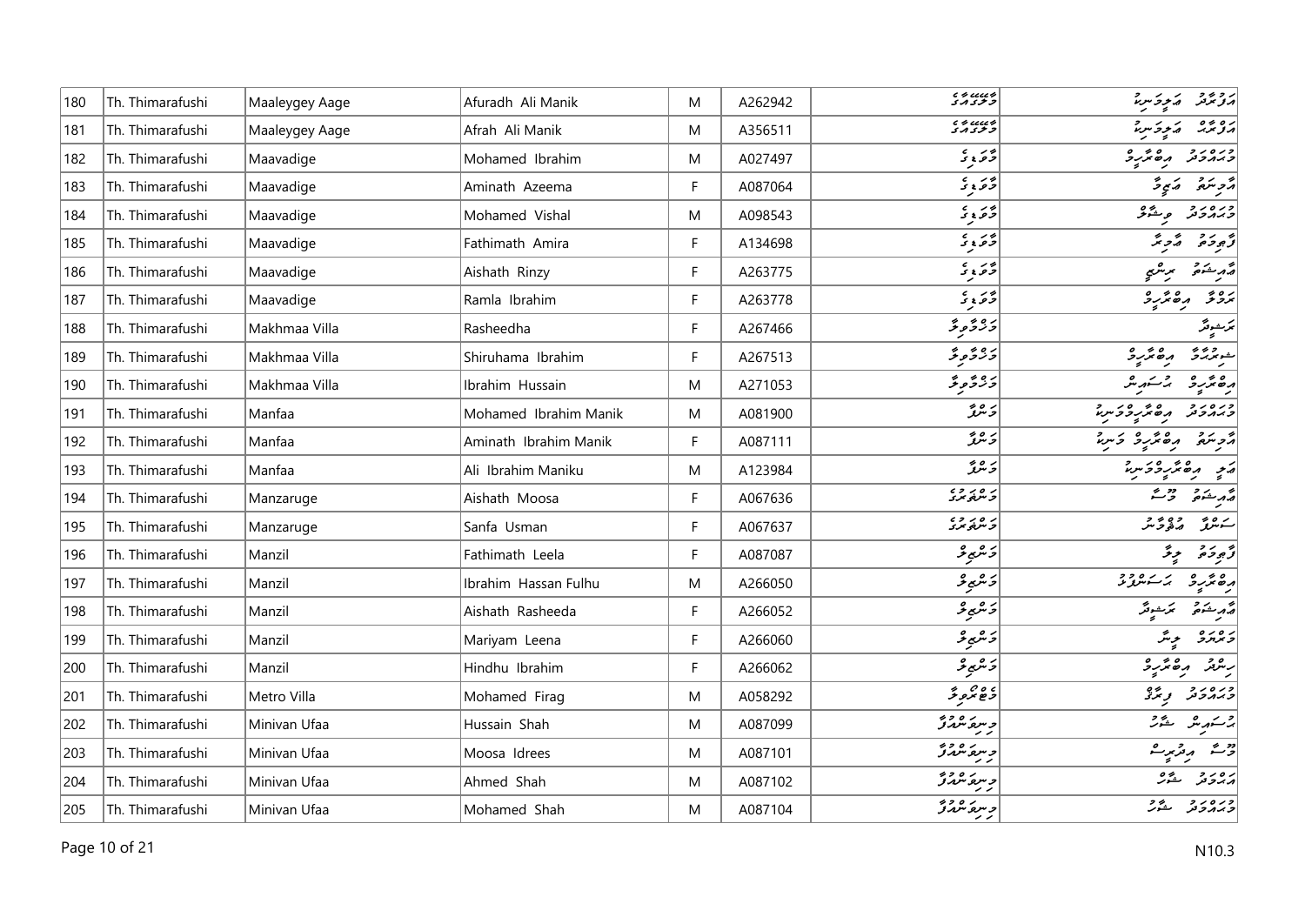| 180 | Th. Thimarafushi | Maaleygey Aage | Afuradh Ali Manik | M | A262942 | ތ.ތިމަރަފުށި މާލޭގޭ އާގެ | އަފުރާދު އަލިމަނިކު |
|---|---|---|---|---|---|---|---|
| 181 | Th. Thimarafushi | Maaleygey Aage | Afrah Ali Manik | M | A356511 | މާލޭގޭ އާގެ | އަފްރާހު އަލިމަނިކު |
| 182 | Th. Thimarafushi | Maavadige | Mohamed Ibrahim | M | A027497 | މާވަދިގެ | މުހައްމަދު އިބްރާހިމް |
| 183 | Th. Thimarafushi | Maavadige | Aminath Azeema | F | A087064 | މާވަދިގެ | އާމިނަތު އަޒީމާ |
| 184 | Th. Thimarafushi | Maavadige | Mohamed Vishal | M | A098543 | މާވަދިގެ | މުހައްމަދު ވިޝާލް |
| 185 | Th. Thimarafushi | Maavadige | Fathimath Amira | F | A134698 | މާވަދިގެ | ފާތިމަތު އާމިރާ |
| 186 | Th. Thimarafushi | Maavadige | Aishath Rinzy | F | A263775 | މާވަދިގެ | އައިޝަތު ރިންޒީ |
| 187 | Th. Thimarafushi | Maavadige | Ramla Ibrahim | F | A263778 | މާވަދިގެ | ރަމްލާ އިބްރާހިމް |
| 188 | Th. Thimarafushi | Makhmaa Villa | Rasheedha | F | A267466 | މަޚްމާވިލާ | ރަޝީދާ |
| 189 | Th. Thimarafushi | Makhmaa Villa | Shiruhama Ibrahim | F | A267513 | މަޚްމާވިލާ | ޝިރުހާމާ އިބްރާހިމް |
| 190 | Th. Thimarafushi | Makhmaa Villa | Ibrahim Hussain | M | A271053 | މަޚްމާވިލާ | އިބްރާހިމް ހުސައިން |
| 191 | Th. Thimarafushi | Manfaa | Mohamed Ibrahim Manik | M | A081900 | މަންފާ | މުހައްމަދު އިބްރާހިމްމަނިކު |
| 192 | Th. Thimarafushi | Manfaa | Aminath Ibrahim Manik | F | A087111 | މަންފާ | އާމިނަތު އިބްރާހިމް މަނިކު |
| 193 | Th. Thimarafushi | Manfaa | Ali Ibrahim Maniku | M | A123984 | މަންފާ | އަލި އިބްރާހިމްމަނިކު |
| 194 | Th. Thimarafushi | Manzaruge | Aishath Moosa | F | A067636 | މަންޒަރުގެ | އައިޝަތު މޫސާ |
| 195 | Th. Thimarafushi | Manzaruge | Sanfa Usman | F | A067637 | މަންޒަރުގެ | ސަންފާ އުސްމާން |
| 196 | Th. Thimarafushi | Manzil | Fathimath Leela | F | A087087 | މަންޒިލް | ފާތިމަތު ލީލާ |
| 197 | Th. Thimarafushi | Manzil | Ibrahim Hassan Fulhu | M | A266050 | މަންޒިލް | އިބްރާހިމް ހަސަންފުޅު |
| 198 | Th. Thimarafushi | Manzil | Aishath Rasheeda | F | A266052 | މަންޒިލް | އައިޝަތު ރަޝީދާ |
| 199 | Th. Thimarafushi | Manzil | Mariyam Leena | F | A266060 | މަންޒިލް | މަރިޔަމް ލީނާ |
| 200 | Th. Thimarafushi | Manzil | Hindhu Ibrahim | F | A266062 | މަންޒިލް | ހިންދު އިބްރާހިމް |
| 201 | Th. Thimarafushi | Metro Villa | Mohamed Firag | M | A058292 | މެޓްރޯވިލާ | މުހައްމަދު ފިރާގު |
| 202 | Th. Thimarafushi | Minivan Ufaa | Hussain Shah | M | A087099 | މިނިވަންއުފާ | ހުސައިން ޝާހު |
| 203 | Th. Thimarafushi | Minivan Ufaa | Moosa Idrees | M | A087101 | މިނިވަންއުފާ | މޫސާ އިދްރީސް |
| 204 | Th. Thimarafushi | Minivan Ufaa | Ahmed Shah | M | A087102 | މިނިވަންއުފާ | އަޙްމަދު ޝާހު |
| 205 | Th. Thimarafushi | Minivan Ufaa | Mohamed Shah | M | A087104 | މިނިވަންއުފާ | މުހައްމަދު ޝާހު |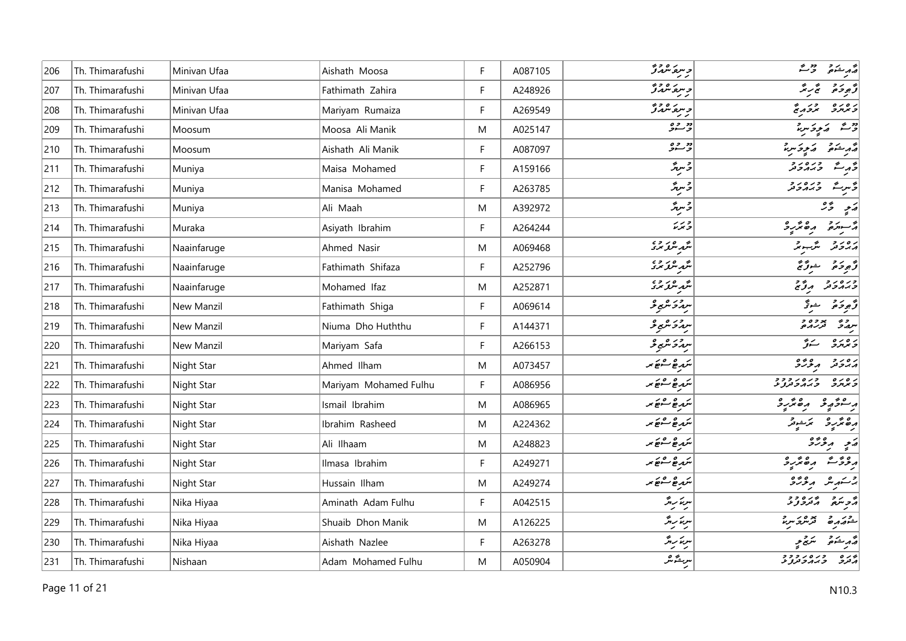| 206 | Th. Thimarafushi | Minivan Ufaa | Aishath Moosa | F | A087105 | މިނިވަން އުފާ | އައިޝަތު މޫސާ |
|---|---|---|---|---|---|---|---|
| 207 | Th. Thimarafushi | Minivan Ufaa | Fathimath Zahira | F | A248926 | މިނިވަން އުފާ | ފާތިމަތު ޒާހިރާ |
| 208 | Th. Thimarafushi | Minivan Ufaa | Mariyam Rumaiza | F | A269549 | މިނިވަން އުފާ | މަރިޔަމް ރުމައިޒާ |
| 209 | Th. Thimarafushi | Moosum | Moosa Ali Manik | M | A025147 | މޫސުމް | މޫސާ އަލިމަނިކު |
| 210 | Th. Thimarafushi | Moosum | Aishath Ali Manik | F | A087097 | މޫސުމް | އައިޝަތު އަލިމަނިކު |
| 211 | Th. Thimarafushi | Muniya | Maisa Mohamed | F | A159166 | މުނިޔާ | މައިސާ މުޙައްމަދު |
| 212 | Th. Thimarafushi | Muniya | Manisa Mohamed | F | A263785 | މުނިޔާ | މާނިސާ މުޙައްމަދު |
| 213 | Th. Thimarafushi | Muniya | Ali Maah | M | A392972 | މުނިޔާ | އަލި މާހް |
| 214 | Th. Thimarafushi | Muraka | Asiyath Ibrahim | F | A264244 | މުރަކަ | އާސިޔަތު އިބްރާހީމް |
| 215 | Th. Thimarafushi | Naainfaruge | Ahmed Nasir | M | A069468 | ނާއިންފަރުގެ | އަޙްމަދު ނާސިރު |
| 216 | Th. Thimarafushi | Naainfaruge | Fathimath Shifaza | F | A252796 | ނާއިންފަރުގެ | ފާތިމަތު ޝިފާޒާ |
| 217 | Th. Thimarafushi | Naainfaruge | Mohamed Ifaz | M | A252871 | ނާއިންފަރުގެ | މުޙައްމަދު އިފާޒް |
| 218 | Th. Thimarafushi | New Manzil | Fathimath Shiga | F | A069614 | ނިއުމަންޒިލް | ފާތިމަތު ޝިގާ |
| 219 | Th. Thimarafushi | New Manzil | Niuma Dho Huththu | F | A144371 | ނިއުމަންޒިލް | ނިއުމާ ދޮހުއްތު |
| 220 | Th. Thimarafushi | New Manzil | Mariyam Safa | F | A266153 | ނިއުމަންޒިލް | މަރިޔަމް ސަފާ |
| 221 | Th. Thimarafushi | Night Star | Ahmed Ilham | M | A073457 | ނައިޓްސްޓާރ | އަޙްމަދު އިލްހާމް |
| 222 | Th. Thimarafushi | Night Star | Mariyam Mohamed Fulhu | F | A086956 | ނައިޓްސްޓާރ | މަރިޔަމް މުހައްމަދުފުޅު |
| 223 | Th. Thimarafushi | Night Star | Ismail Ibrahim | M | A086965 | ނައިޓްސްޓާރ | އިސްމާއިލް އިބްރާހީމް |
| 224 | Th. Thimarafushi | Night Star | Ibrahim Rasheed | M | A224362 | ނައިޓްސްޓާރ | އިބްރާހީމް ރަޝީދު |
| 225 | Th. Thimarafushi | Night Star | Ali Ilhaam | M | A248823 | ނައިޓްސްޓާރ | އަލި އިލްހާމް |
| 226 | Th. Thimarafushi | Night Star | Ilmasa Ibrahim | F | A249271 | ނައިޓްސްޓާރ | އިލްމާސާ އިބްރާހީމް |
| 227 | Th. Thimarafushi | Night Star | Hussain Ilham | M | A249274 | ނައިޓްސްޓާރ | ހުސައިން އިލްހާމް |
| 228 | Th. Thimarafushi | Nika Hiyaa | Aminath Adam Fulhu | F | A042515 | ނިކަހިޔާ | އާމިނަތު އާދަމްފުޅު |
| 229 | Th. Thimarafushi | Nika Hiyaa | Shuaib Dhon Manik | M | A126225 | ނިކަހިޔާ | ޝުއައިބް ދޮންމަނިކު |
| 230 | Th. Thimarafushi | Nika Hiyaa | Aishath Nazlee | F | A263278 | ނިކަހިޔާ | އައިޝަތު ނަޒްލީ |
| 231 | Th. Thimarafushi | Nishaan | Adam Mohamed Fulhu | M | A050904 | ނިޝާން | އާދަމް މުހައްމަދުފުޅު |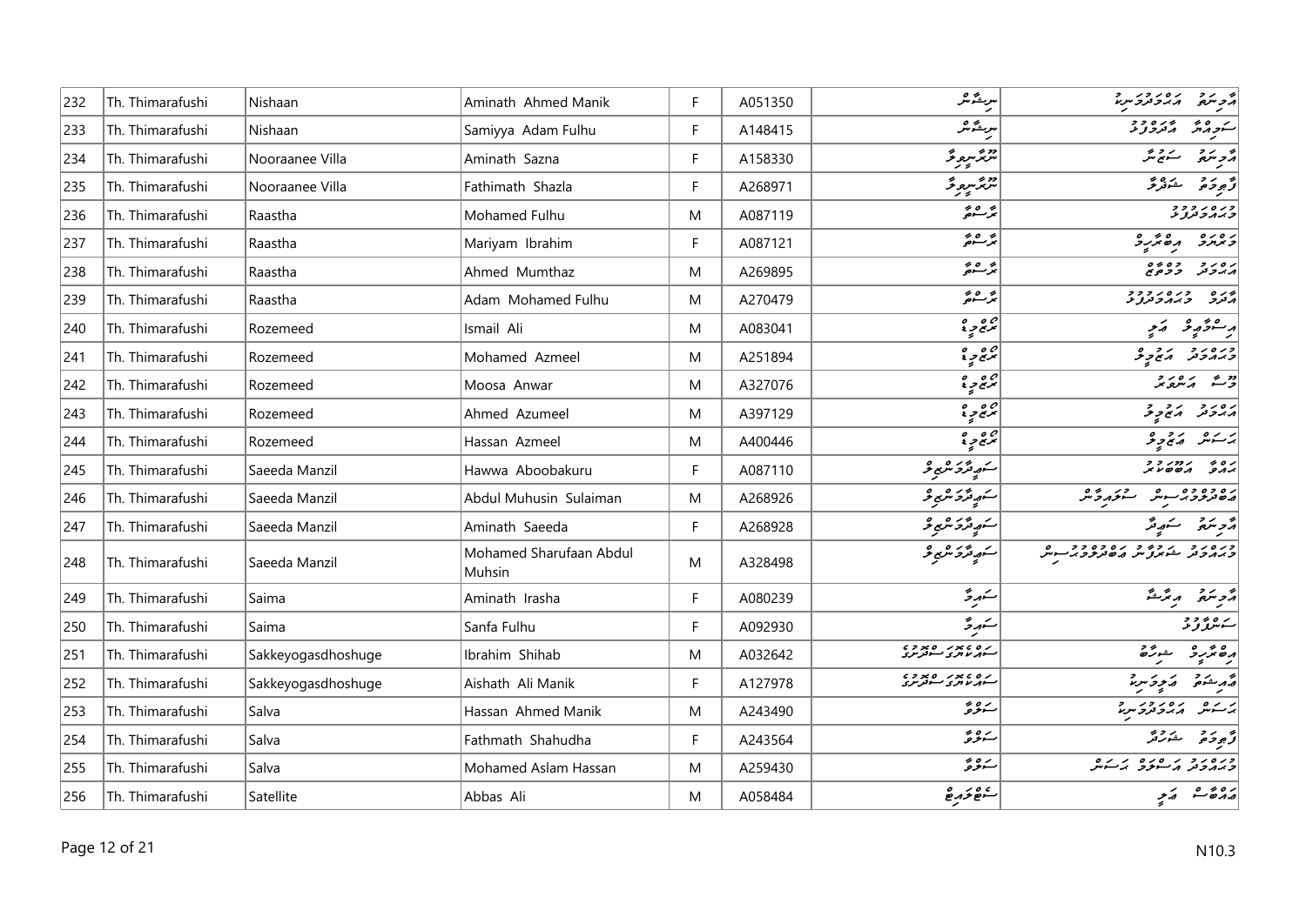| 232 | Th. Thimarafushi | Nishaan | Aminath Ahmed Manik | F | A051350 | ނިޝާން | އާމިނަތު އަހްމަދުމަނިކު |
|---|---|---|---|---|---|---|---|
| 233 | Th. Thimarafushi | Nishaan | Samiyya Adam Fulhu | F | A148415 | ނިޝާން | ސަމިއްޔާ އާދަމްފުޅު |
| 234 | Th. Thimarafushi | Nooraanee Villa | Aminath Sazna | F | A158330 | ނޫރާނީވިލާ | އާމިނަތު ސަޒްނާ |
| 235 | Th. Thimarafushi | Nooraanee Villa | Fathimath Shazla | F | A268971 | ނޫރާނީވިލާ | ފާތިމަތު ޝަޒްލާ |
| 236 | Th. Thimarafushi | Raastha | Mohamed Fulhu | M | A087119 | ރާސްތާ | މުހައްމަދުފުޅު |
| 237 | Th. Thimarafushi | Raastha | Mariyam Ibrahim | F | A087121 | ރާސްތާ | މަރިޔަމް އިބްރާހިމް |
| 238 | Th. Thimarafushi | Raastha | Ahmed Mumthaz | M | A269895 | ރާސްތާ | އަހްމަދު މުމްތާޒް |
| 239 | Th. Thimarafushi | Raastha | Adam Mohamed Fulhu | M | A270479 | ރާސްތާ | އާދަމް މުހައްމަދުފުޅު |
| 240 | Th. Thimarafushi | Rozemeed | Ismail Ali | M | A083041 | ރޯޒްމީޑް | އިސްމާއިލް އަލި |
| 241 | Th. Thimarafushi | Rozemeed | Mohamed Azmeel | M | A251894 | ރޯޒްމީޑް | މުހައްމަދު އަޒްމީލް |
| 242 | Th. Thimarafushi | Rozemeed | Moosa Anwar | M | A327076 | ރޯޒްމީޑް | މޫސާ އަންވަރު |
| 243 | Th. Thimarafushi | Rozemeed | Ahmed Azumeel | M | A397129 | ރޯޒްމީޑް | އަހްމަދު އަޒުމީލް |
| 244 | Th. Thimarafushi | Rozemeed | Hassan Azmeel | M | A400446 | ރޯޒްމީޑް | ހަސަން އަޒްމީލް |
| 245 | Th. Thimarafushi | Saeeda Manzil | Hawwa Aboobakuru | F | A087110 | ސައީދާމަންޒިލް | ހައްވާ އަބޫބަކުރު |
| 246 | Th. Thimarafushi | Saeeda Manzil | Abdul Muhusin Sulaiman | M | A268926 | ސައީދާމަންޒިލް | އަބްދުލްމުހުސިން ސުލައިމާން |
| 247 | Th. Thimarafushi | Saeeda Manzil | Aminath Saeeda | F | A268928 | ސައީދާމަންޒިލް | އާމިނަތު ސައީދާ |
| 248 | Th. Thimarafushi | Saeeda Manzil | Mohamed Sharufaan Abdul Muhsin | M | A328498 | ސައީދާމަންޒިލް | މުހައްމަދު ޝަރުފާން އަބްދުލްމުހްސިން |
| 249 | Th. Thimarafushi | Saima | Aminath Irasha | F | A080239 | ސައިމާ | އާމިނަތު އިރާޝާ |
| 250 | Th. Thimarafushi | Saima | Sanfa Fulhu | F | A092930 | ސައިމާ | ސަންފާފުޅު |
| 251 | Th. Thimarafushi | Sakkeyogasdhoshuge | Ibrahim Shihab | M | A032642 | ސައްކެޔޮގަސްދޮށުގެ | އިބްރާހިމް ޝިހާބް |
| 252 | Th. Thimarafushi | Sakkeyogasdhoshuge | Aishath Ali Manik | F | A127978 | ސައްކެޔޮގަސްދޮށުގެ | އާއިޝަތު އަލިމަނިކު |
| 253 | Th. Thimarafushi | Salva | Hassan Ahmed Manik | M | A243490 | ސަލްވާ | ހަސަން އަހްމަދުމަނިކު |
| 254 | Th. Thimarafushi | Salva | Fathmath Shahudha | F | A243564 | ސަލްވާ | ފާތިމަތު ޝަހުދާ |
| 255 | Th. Thimarafushi | Salva | Mohamed Aslam Hassan | M | A259430 | ސަލްވާ | މުހައްމަދު އަސްލަމް ހަސަން |
| 256 | Th. Thimarafushi | Satellite | Abbas Ali | M | A058484 | ސެޓެލައިޓް | އައްބާސް އަލި |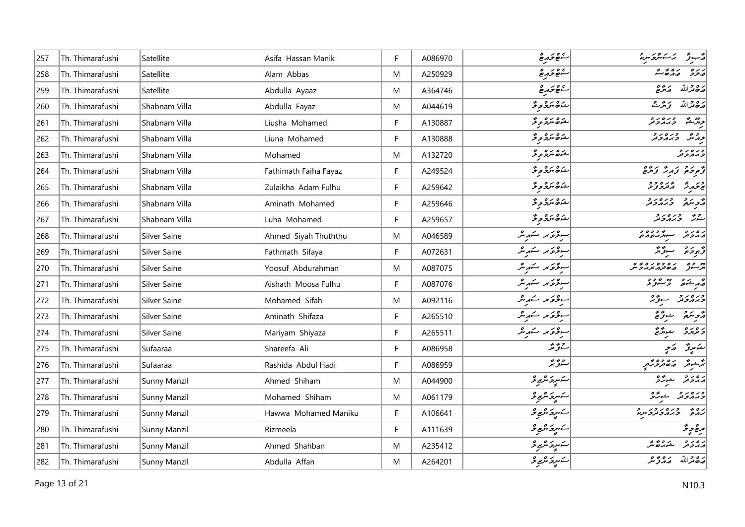| 257 | Th. Thimarafushi | Satellite | Asifa Hassan Manik | F | A086970 | ސެޓެލައިޓް | އާސިފާ ހަސަންމަނިކު |
|---|---|---|---|---|---|---|---|
| 258 | Th. Thimarafushi | Satellite | Alam Abbas | M | A250929 | ސެޓެލައިޓް | އަލަމް އައްބާސް |
| 259 | Th. Thimarafushi | Satellite | Abdulla Ayaaz | M | A364746 | ސެޓެލައިޓް | އަބްދުﷲ އަޔާޒް |
| 260 | Th. Thimarafushi | Shabnam Villa | Abdulla Fayaz | M | A044619 | ޝަބްނަމްވިލާ | އަބްދުﷲ ފަޔާޒް |
| 261 | Th. Thimarafushi | Shabnam Villa | Liusha Mohamed | F | A130887 | ޝަބްނަމްވިލާ | ލިއުޝާ މުހައްމަދު |
| 262 | Th. Thimarafushi | Shabnam Villa | Liuna Mohamed | F | A130888 | ޝަބްނަމްވިލާ | ލިއުނާ މުހައްމަދު |
| 263 | Th. Thimarafushi | Shabnam Villa | Mohamed | M | A132720 | ޝަބްނަމްވިލާ | މުހައްމަދު |
| 264 | Th. Thimarafushi | Shabnam Villa | Fathimath Faiha Fayaz | F | A249524 | ޝަބްނަމްވިލާ | ފާތިމަތު ފައިހާ ފަޔާޒް |
| 265 | Th. Thimarafushi | Shabnam Villa | Zulaikha Adam Fulhu | F | A259642 | ޝަބްނަމްވިލާ | ޒުލައިޚާ އާދަމްފުޅު |
| 266 | Th. Thimarafushi | Shabnam Villa | Aminath Mohamed | F | A259646 | ޝަބްނަމްވިލާ | އާމިނަތު މުހައްމަދު |
| 267 | Th. Thimarafushi | Shabnam Villa | Luha Mohamed | F | A259657 | ޝަބްނަމްވިލާ | ލުހާ މުހައްމަދު |
| 268 | Th. Thimarafushi | Silver Saine | Ahmed Siyah Thuththu | M | A046589 | ސިލްވަރ ސައިން | އަހުމަދު ސިޔާހްތުއްތު |
| 269 | Th. Thimarafushi | Silver Saine | Fathmath Sifaya | F | A072631 | ސިލްވަރ ސައިން | ފާތިމަތު ސިފާޔާ |
| 270 | Th. Thimarafushi | Silver Saine | Yoosuf Abdurahman | M | A087075 | ސިލްވަރ ސައިން | ޔޫސުފް އަބްދުއްރަޙްމާން |
| 271 | Th. Thimarafushi | Silver Saine | Aishath Moosa Fulhu | F | A087076 | ސިލްވަރ ސައިން | އާއިޝަތު މޫސާފުޅު |
| 272 | Th. Thimarafushi | Silver Saine | Mohamed Sifah | M | A092116 | ސިލްވަރ ސައިން | މުހައްމަދު ސިފާހް |
| 273 | Th. Thimarafushi | Silver Saine | Aminath Shifaza | F | A265510 | ސިލްވަރ ސައިން | އާމިނަތު ޝިފާޒާ |
| 274 | Th. Thimarafushi | Silver Saine | Mariyam Shiyaza | F | A265511 | ސިލްވަރ ސައިން | މަރިޔަމް ޝިޔާޒާ |
| 275 | Th. Thimarafushi | Sufaaraa | Shareefa Ali | F | A086958 | ސުފާރާ | ޝަރީފާ އަލި |
| 276 | Th. Thimarafushi | Sufaaraa | Rashida Abdul Hadi | F | A086959 | ސުފާރާ | ރާޝިދާ އަބްދުލްހާދީ |
| 277 | Th. Thimarafushi | Sunny Manzil | Ahmed Shiham | M | A044900 | ސަނީމަންޒިލް | އަހުމަދު ޝިހާމް |
| 278 | Th. Thimarafushi | Sunny Manzil | Mohamed Shiham | M | A061179 | ސަނީމަންޒިލް | މުހައްމަދު ޝިހާމް |
| 279 | Th. Thimarafushi | Sunny Manzil | Hawwa Mohamed Maniku | F | A106641 | ސަނީމަންޒިލް | ހައްވާ މުހައްމަދުމަނިކު |
| 280 | Th. Thimarafushi | Sunny Manzil | Rizmeela | F | A111639 | ސަނީމަންޒިލް | ރިޒްމީލާ |
| 281 | Th. Thimarafushi | Sunny Manzil | Ahmed Shahban | M | A235412 | ސަނީމަންޒިލް | އަހުމަދު ޝަހުބާން |
| 282 | Th. Thimarafushi | Sunny Manzil | Abdulla Affan | M | A264201 | ސަނީމަންޒިލް | އަބްދުﷲ އައްފާން |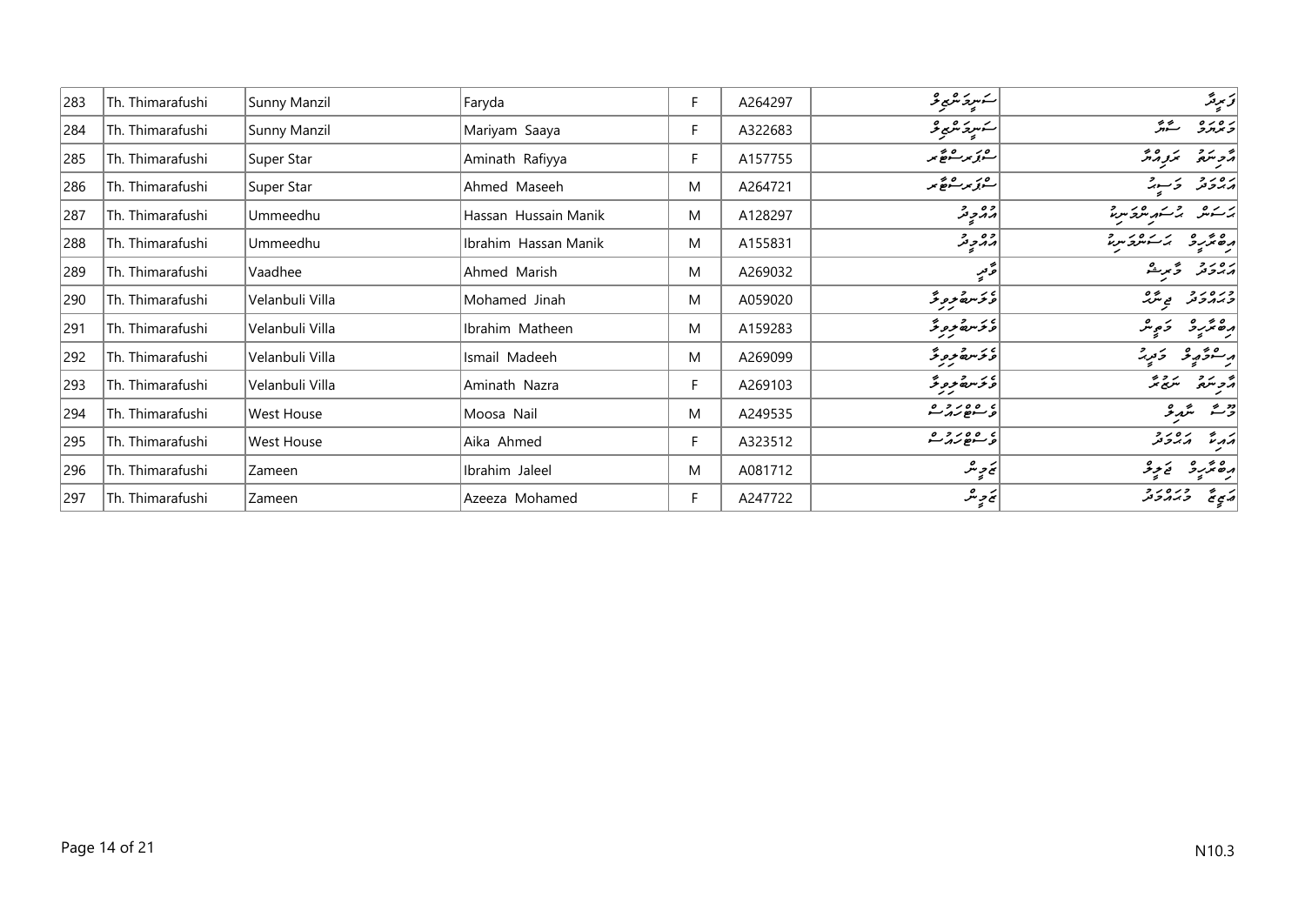| 283 | Th. Thimarafushi | Sunny Manzil | Faryda | F | A264297 | سَسِرِ سَرْجِ وْ | وَ بِرِتَرُ |
|---|---|---|---|---|---|---|---|
| 284 | Th. Thimarafushi | Sunny Manzil | Mariyam Saaya | F | A322683 | سَسِرِ سَرْجِ وْ | وَ بْرُ بَرْ وْ سَبُرُّ |
| 285 | Th. Thimarafushi | Super Star | Aminath Rafiyya | F | A157755 | سُوَبِرِ سْتَحْ بِرِ | أَرْحِ سَرَةْ بَرُوِ رُ بْرُ |
| 286 | Th. Thimarafushi | Super Star | Ahmed Maseeh | M | A264721 | سُوَبِرِ سْتَحْ بِرِ | بَرْ ةْ ؤَ تَرْ ؤَ سِبِرْ |
| 287 | Th. Thimarafushi | Ummeedhu | Hassan Hussain Manik | M | A128297 | بُرُ بْرُ حِ تَرْ | بَرْ سَةْ سَرْ بْرُ سَبْرِ سَرْ ؤَ سِرِ رْ |
| 288 | Th. Thimarafushi | Ummeedhu | Ibrahim Hassan Manik | M | A155831 | بُرُ بْرُ حِ تَرْ | بِرِ ةْ بَرْ بِرْ ؤْ بَرْ سَةْ سَرْ ؤَ سِرِ رْ |
| 289 | Th. Thimarafushi | Vaadhee | Ahmed Marish | M | A269032 | ؤُ تِرِ | بَرْ ةْ ؤَ تَرْ ؤْ بَرِ سْ |
| 290 | Th. Thimarafushi | Velanbuli Villa | Mohamed Jinah | M | A059020 | ؤِ ؤَ سْ ةْ حِ ؤِ ؤُ | ؤْ بَرْ ةْ ؤَ تَرْ حِ سْرُ بْرُ |
| 291 | Th. Thimarafushi | Velanbuli Villa | Ibrahim Matheen | M | A159283 | ؤِ ؤَ سْ ةْ حِ ؤِ ؤُ | بِرِ ةْ بَرْ بِرْ ؤْ ؤَ حِ سْرُ |
| 292 | Th. Thimarafushi | Velanbuli Villa | Ismail Madeeh | M | A269099 | ؤِ ؤَ سْ ةْ حِ ؤِ ؤُ | بِرِ سْ ؤْ بُرِ ؤْ ؤَ تِرِ رْ |
| 293 | Th. Thimarafushi | Velanbuli Villa | Aminath Nazra | F | A269103 | ؤِ ؤَ سْ ةْ حِ ؤِ ؤُ | أَرْحِ سَرَةْ سَرْ يْ بَرُ |
| 294 | Th. Thimarafushi | West House | Moosa Nail | M | A249535 | ؤِ سْ ةْ رَ بْرُ سْ | ؤْ سْ سَرْ بِرِ ؤْ |
| 295 | Th. Thimarafushi | West House | Aika Ahmed | F | A323512 | ؤِ سْ ةْ رَ بْرُ سْ | بَرْ بِرِ تَرُ بَرْ ةْ ؤَ تَرْ |
| 296 | Th. Thimarafushi | Zameen | Ibrahim Jaleel | M | A081712 | يَحِ سْرُ | بِرِ ةْ بَرْ بِرْ ؤْ يَحِ ؤْ |
| 297 | Th. Thimarafushi | Zameen | Azeeza Mohamed | F | A247722 | يَحِ سْرُ | بَرْ يِ يُرُ ؤْ بَرْ ةْ ؤَ تَرْ |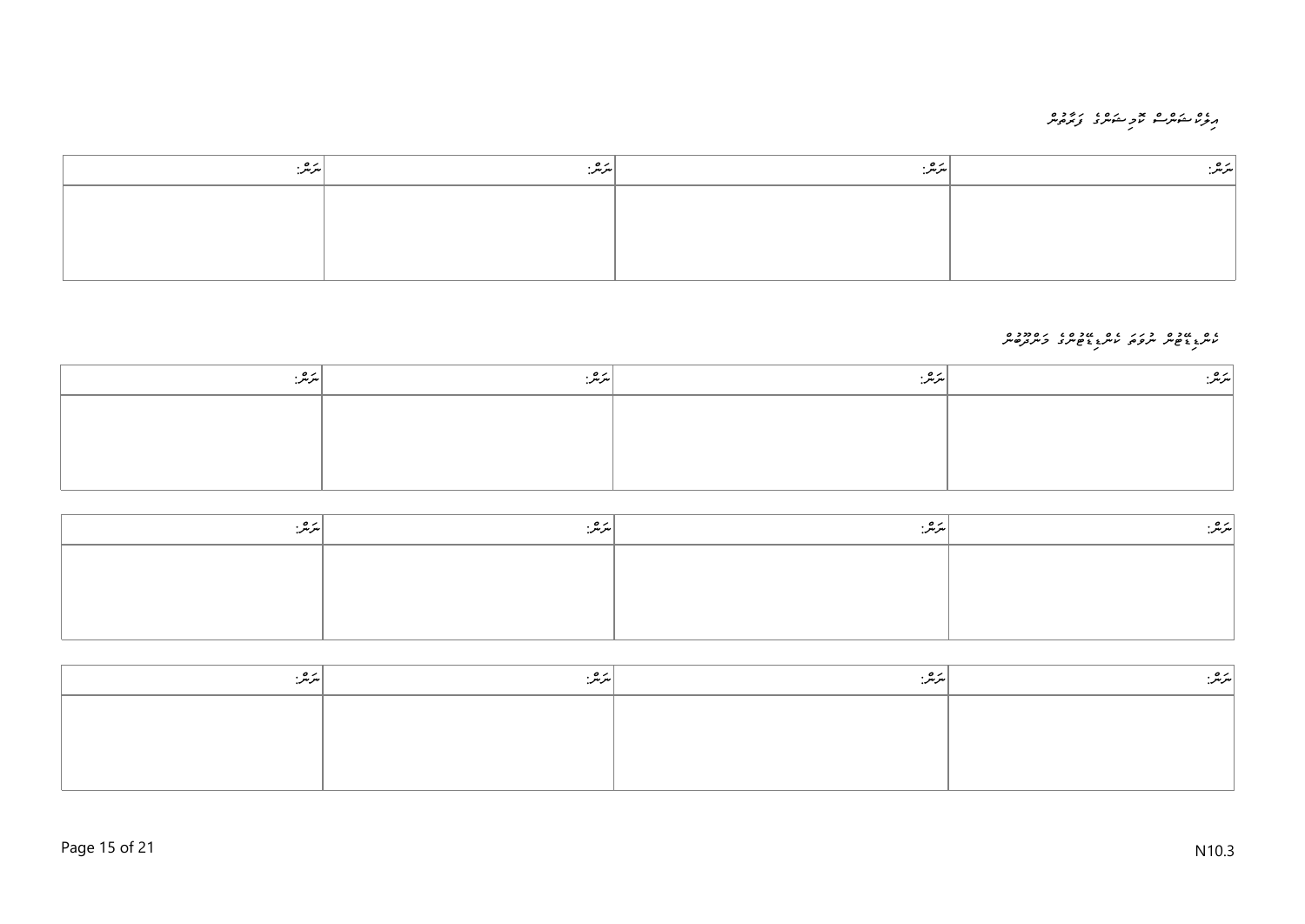# ދިވެހި ނަން ކާރިޝަންގެ ފައިލުން

| ނަން: | ނަން: | ނަން: | ނަން: |
|---|---|---|---|
| | | | |

# ކުންފުނީގެ ނަމުގައި ކުންފުނީގެ މަސްއޫލުން

| ނަން: | ނަން: | ނަން: | ނަން: |
|---|---|---|---|
| | | | |

| ނަން: | ނަން: | ނަން: | ނަން: |
|---|---|---|---|
| | | | |

| ނަން: | ނަން: | ނަން: | ނަން: |
|---|---|---|---|
| | | | |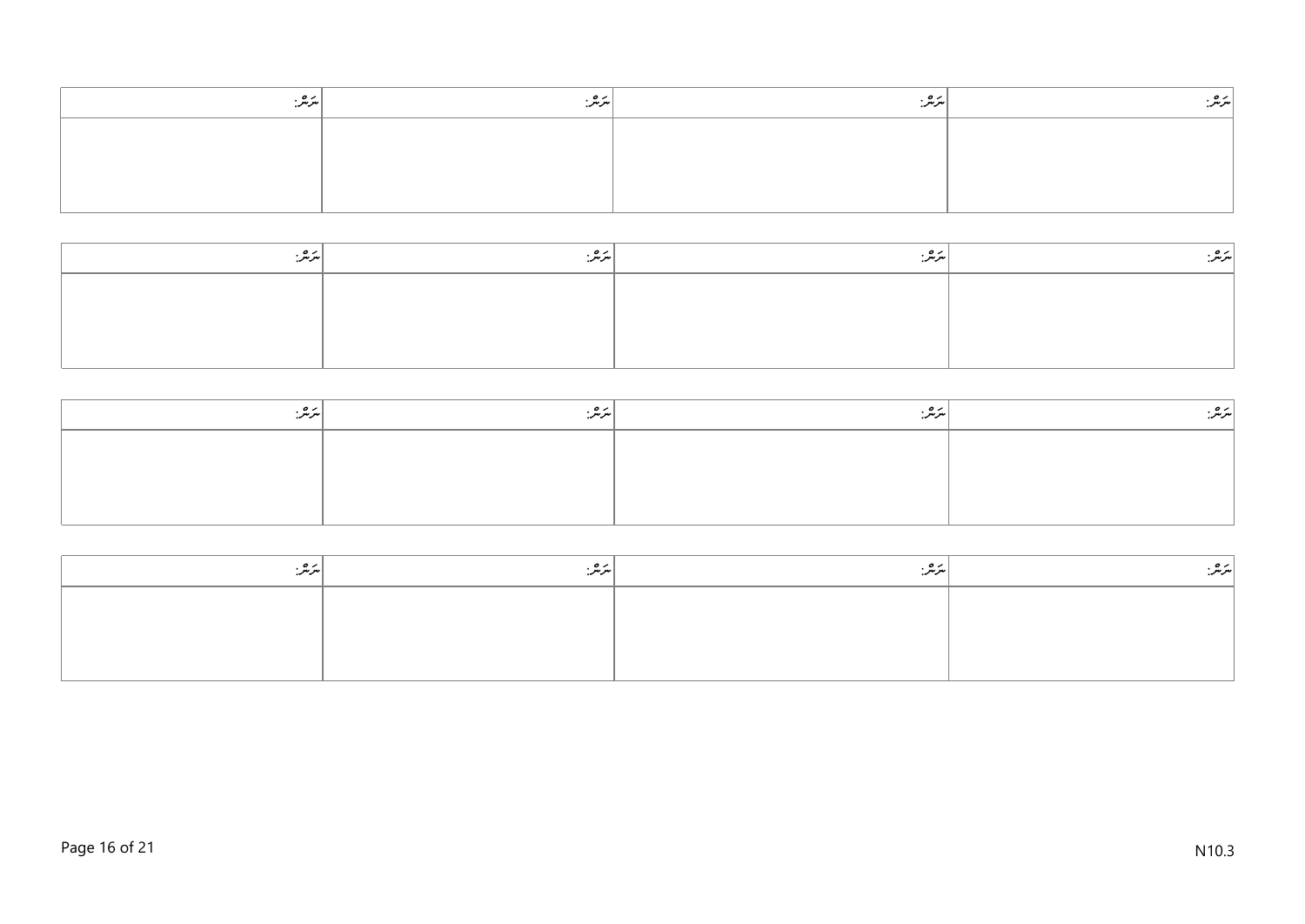| ނަރުދ: | ނަރުދ: | ނަރުދ: | ނަރުދ: |
| --- | --- | --- | --- |
| | | | |

| ނަރުދ: | ނަރުދ: | ނަރުދ: | ނަރުދ: |
| --- | --- | --- | --- |
| | | | |

| ނަރުދ: | ނަރުދ: | ނަރުދ: | ނަރުދ: |
| --- | --- | --- | --- |
| | | | |

| ނަރުދ: | ނަރުދ: | ނަރުދ: | ނަރުދ: |
| --- | --- | --- | --- |
| | | | |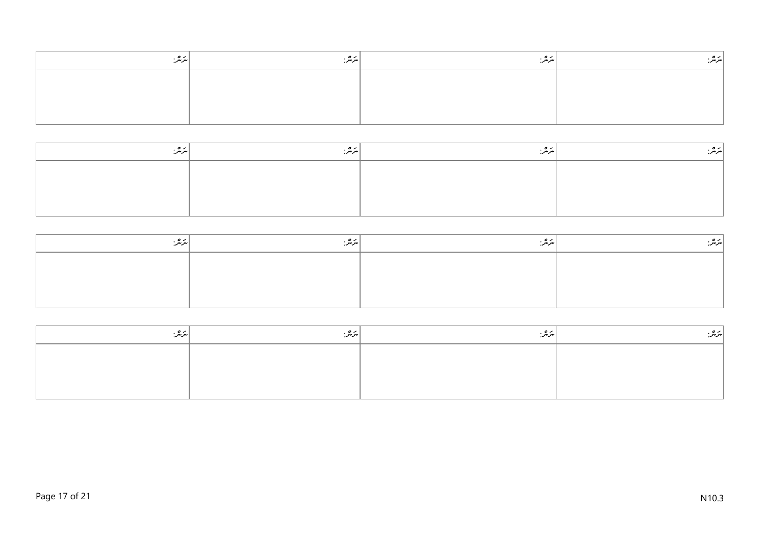| ނަންބަރު: | ނަންބަރު: | ނަންބަރު: | ނަންބަރު: |
|---|---|---|---|
| | | | |

| ނަންބަރު: | ނަންބަރު: | ނަންބަރު: | ނަންބަރު: |
|---|---|---|---|
| | | | |

| ނަންބަރު: | ނަންބަރު: | ނަންބަރު: | ނަންބަރު: |
|---|---|---|---|
| | | | |

| ނަންބަރު: | ނަންބަރު: | ނަންބަރު: | ނަންބަރު: |
|---|---|---|---|
| | | | |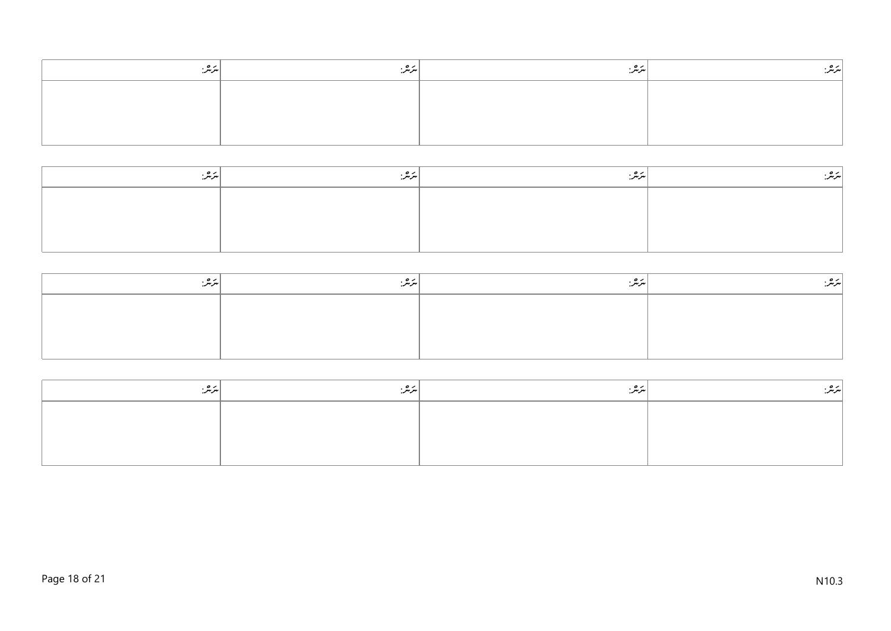| ނަރަދ: | ނަރަދ: | ނަރަދ: | ނަރަދ: |
| --- | --- | --- | --- |
| | | | |

| ނަރަދ: | ނަރަދ: | ނަރަދ: | ނަރަދ: |
| --- | --- | --- | --- |
| | | | |

| ނަރަދ: | ނަރަދ: | ނަރަދ: | ނަރަދ: |
| --- | --- | --- | --- |
| | | | |

| ނަރަދ: | ނަރަދ: | ނަރަދ: | ނަރަދ: |
| --- | --- | --- | --- |
| | | | |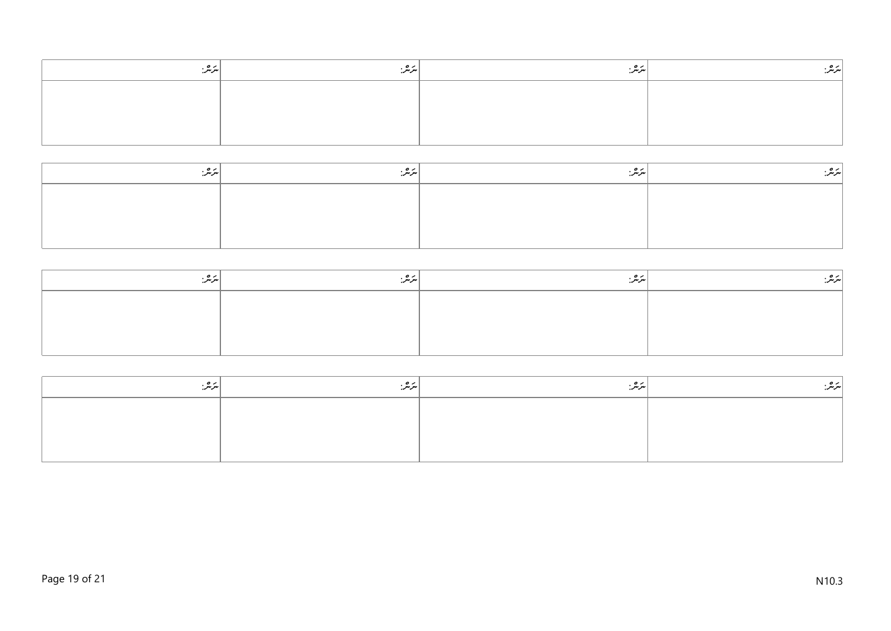| ترتر: | ترتر: | ترتر: | ترتر: |
| --- | --- | --- | --- |
| | | | |

| ترتر: | ترتر: | ترتر: | ترتر: |
| --- | --- | --- | --- |
| | | | |

| ترتر: | ترتر: | ترتر: | ترتر: |
| --- | --- | --- | --- |
| | | | |

| ترتر: | ترتر: | ترتر: | ترتر: |
| --- | --- | --- | --- |
| | | | |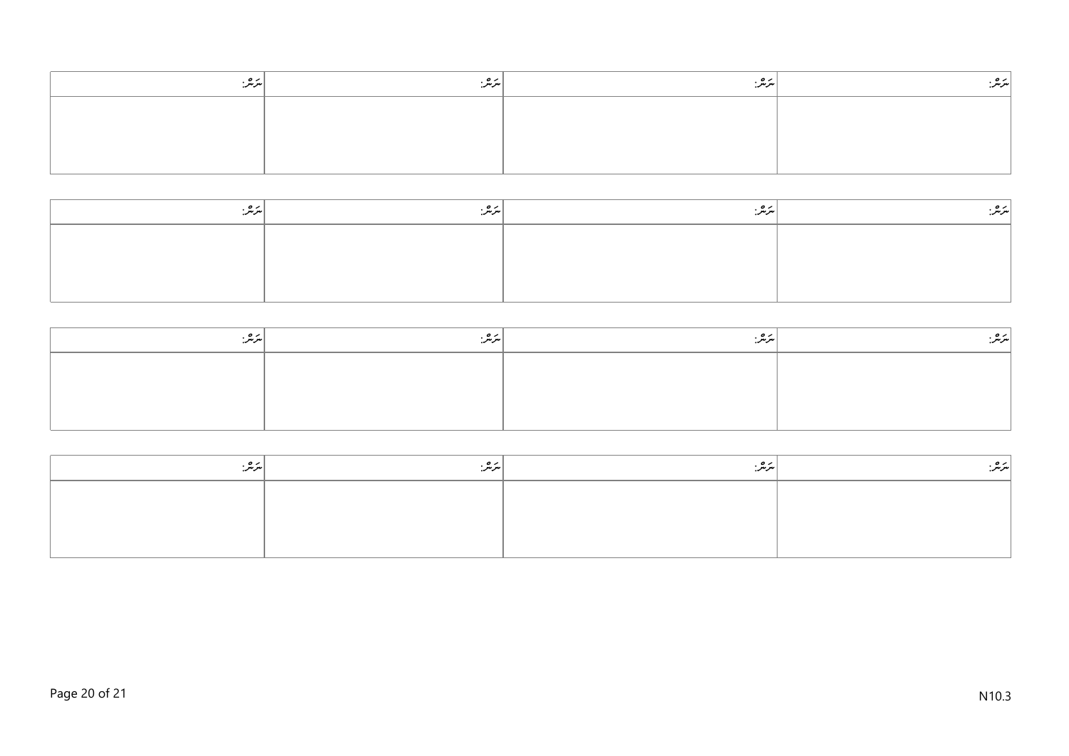| ނަރަ: | ނަރަ: | ނަރަ: | ނަރަ: |
| --- | --- | --- | --- |
| | | | |

| ނަރަ: | ނަރަ: | ނަރަ: | ނަރަ: |
| --- | --- | --- | --- |
| | | | |

| ނަރަ: | ނަރަ: | ނަރަ: | ނަރަ: |
| --- | --- | --- | --- |
| | | | |

| ނަރަ: | ނަރަ: | ނަރަ: | ނަރަ: |
| --- | --- | --- | --- |
| | | | |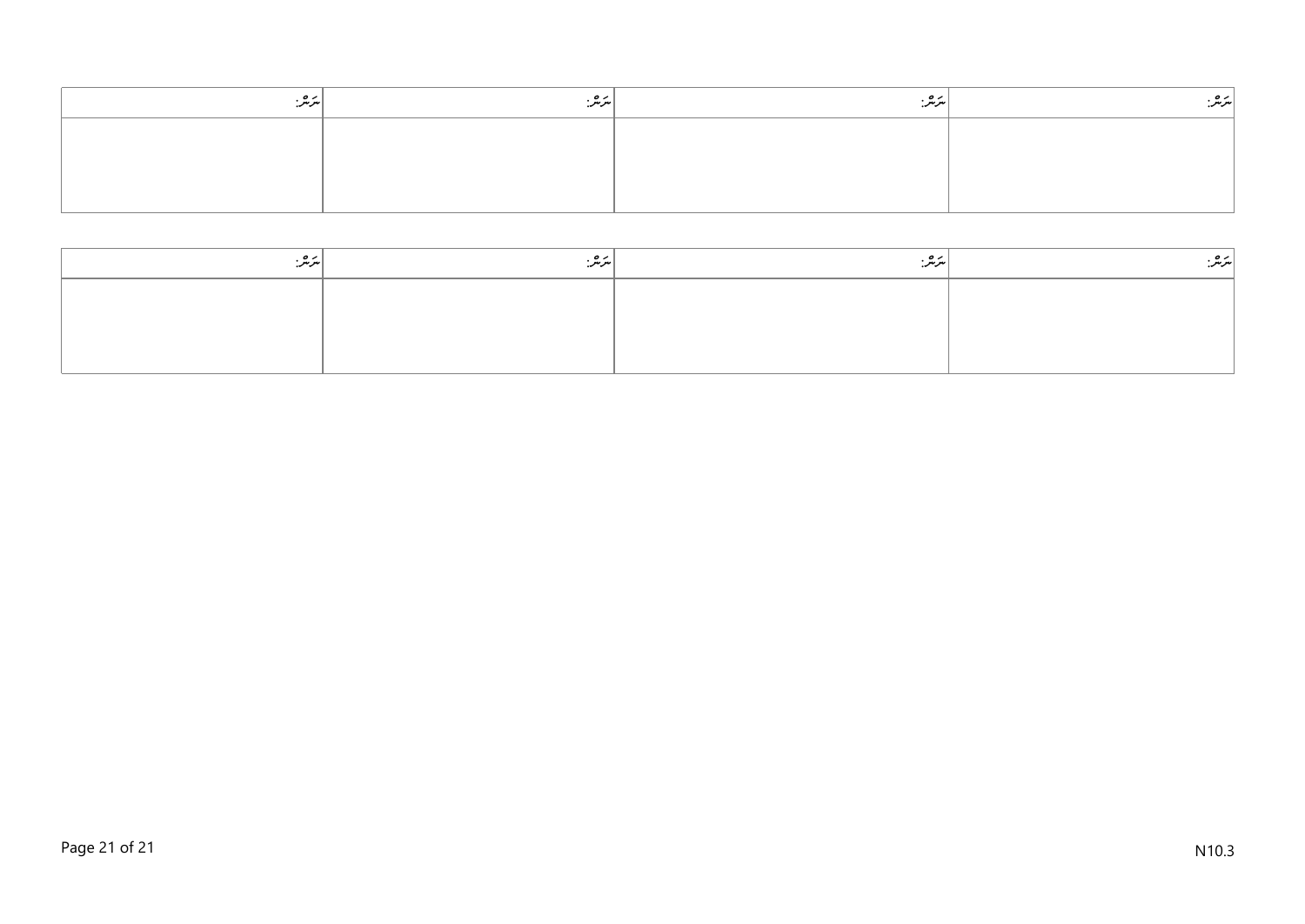| ޝަރުޠު: | ޝަރުޠު: | ޝަރުޠު: | ޝަރުޠު: |
| --- | --- | --- | --- |
| | | | |

| ޝަރުޠު: | ޝަރުޠު: | ޝަރުޠު: | ޝަރުޠު: |
| --- | --- | --- | --- |
| | | | |